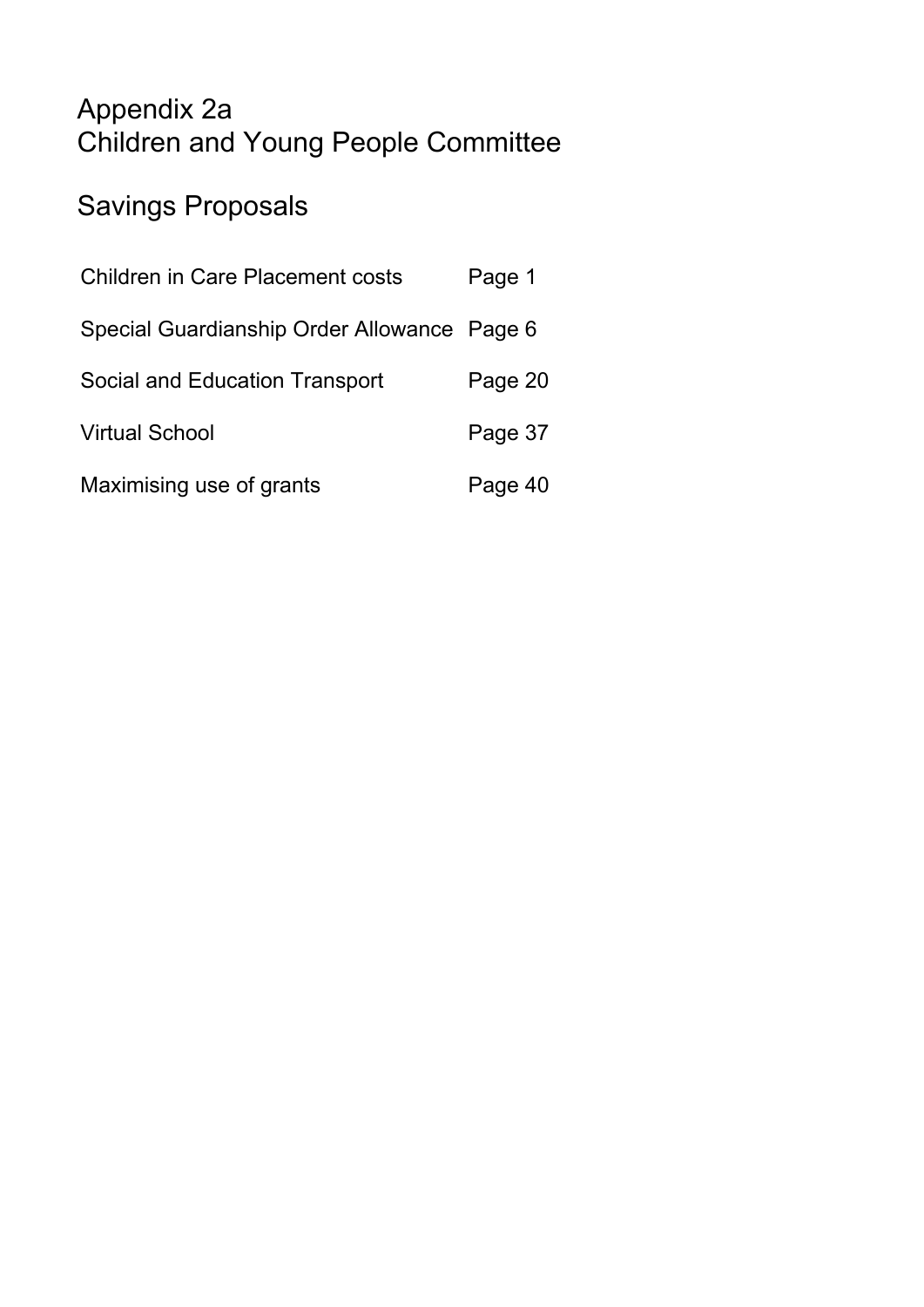# Appendix 2a
# Children and Young People Committee

## Savings Proposals

| | |
|---|---|
| Children in Care Placement costs | Page 1 |
| Special Guardianship Order Allowance | Page 6 |
| Social and Education Transport | Page 20 |
| Virtual School | Page 37 |
| Maximising use of grants | Page 40 |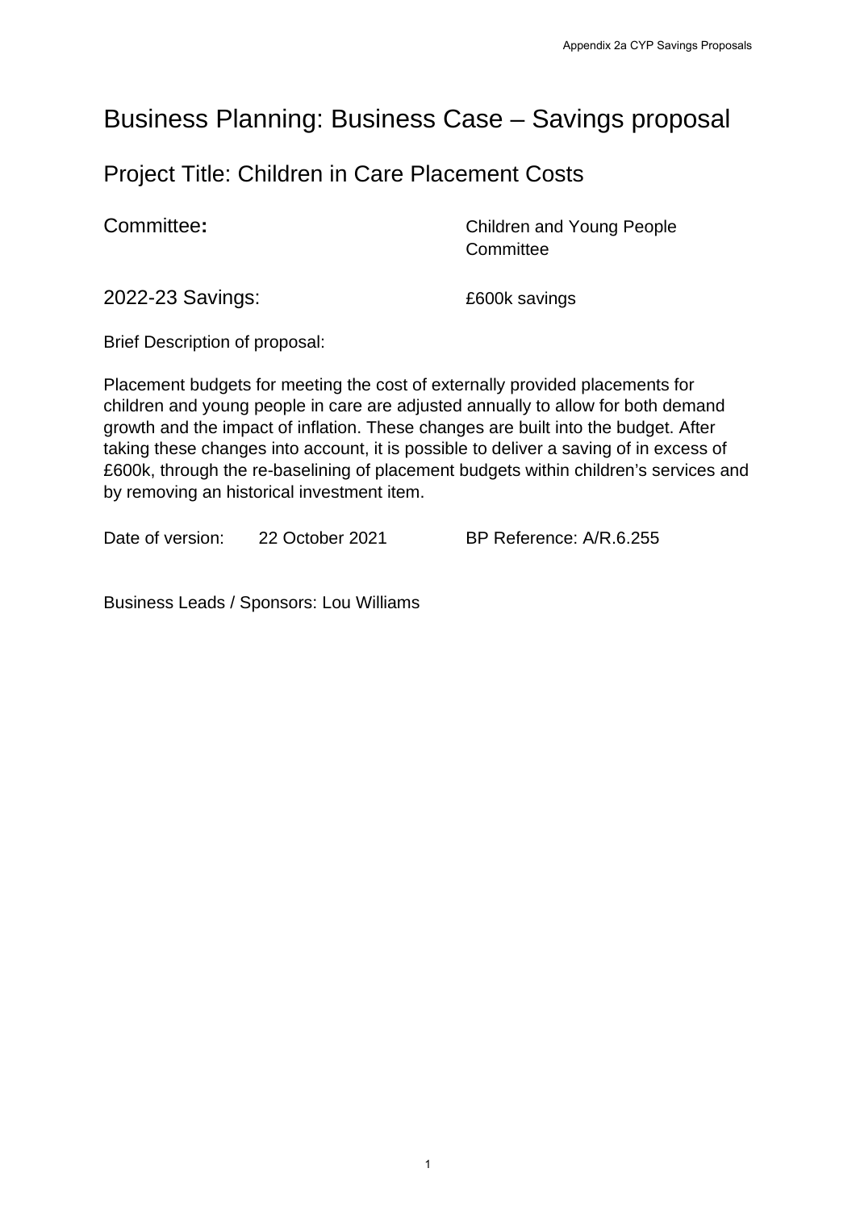# Business Planning: Business Case – Savings proposal

## Project Title: Children in Care Placement Costs

**Committee:** Children and Young People Committee

2022-23 Savings: £600k savings

Brief Description of proposal:

Placement budgets for meeting the cost of externally provided placements for children and young people in care are adjusted annually to allow for both demand growth and the impact of inflation. These changes are built into the budget. After taking these changes into account, it is possible to deliver a saving of in excess of £600k, through the re-baselining of placement budgets within children's services and by removing an historical investment item.

Date of version: 22 October 2021 BP Reference: A/R.6.255

Business Leads / Sponsors: Lou Williams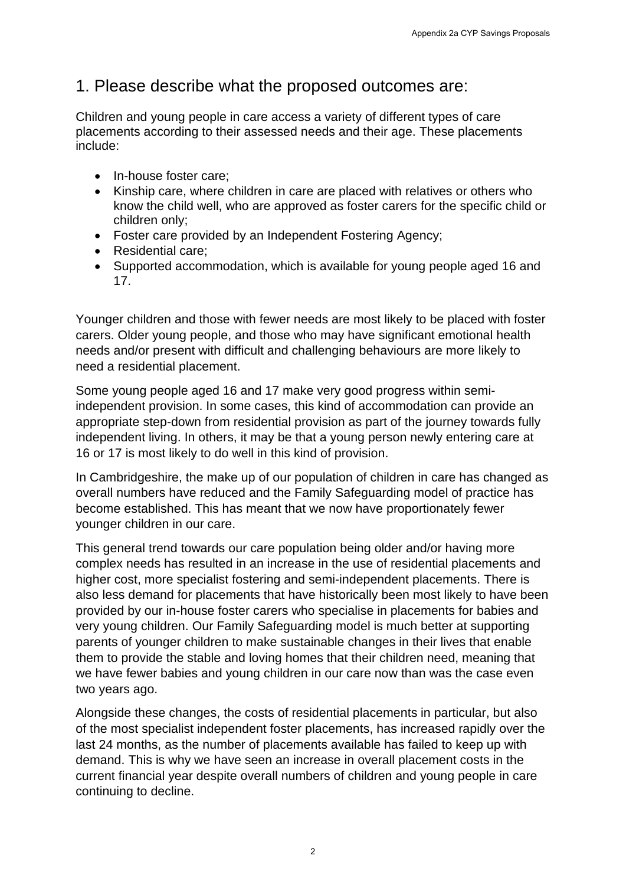## 1. Please describe what the proposed outcomes are:

Children and young people in care access a variety of different types of care placements according to their assessed needs and their age. These placements include:

- In-house foster care;
- Kinship care, where children in care are placed with relatives or others who know the child well, who are approved as foster carers for the specific child or children only;
- Foster care provided by an Independent Fostering Agency;
- Residential care;
- Supported accommodation, which is available for young people aged 16 and 17.

Younger children and those with fewer needs are most likely to be placed with foster carers. Older young people, and those who may have significant emotional health needs and/or present with difficult and challenging behaviours are more likely to need a residential placement.

Some young people aged 16 and 17 make very good progress within semi-independent provision. In some cases, this kind of accommodation can provide an appropriate step-down from residential provision as part of the journey towards fully independent living. In others, it may be that a young person newly entering care at 16 or 17 is most likely to do well in this kind of provision.

In Cambridgeshire, the make up of our population of children in care has changed as overall numbers have reduced and the Family Safeguarding model of practice has become established. This has meant that we now have proportionately fewer younger children in our care.

This general trend towards our care population being older and/or having more complex needs has resulted in an increase in the use of residential placements and higher cost, more specialist fostering and semi-independent placements. There is also less demand for placements that have historically been most likely to have been provided by our in-house foster carers who specialise in placements for babies and very young children. Our Family Safeguarding model is much better at supporting parents of younger children to make sustainable changes in their lives that enable them to provide the stable and loving homes that their children need, meaning that we have fewer babies and young children in our care now than was the case even two years ago.

Alongside these changes, the costs of residential placements in particular, but also of the most specialist independent foster placements, has increased rapidly over the last 24 months, as the number of placements available has failed to keep up with demand. This is why we have seen an increase in overall placement costs in the current financial year despite overall numbers of children and young people in care continuing to decline.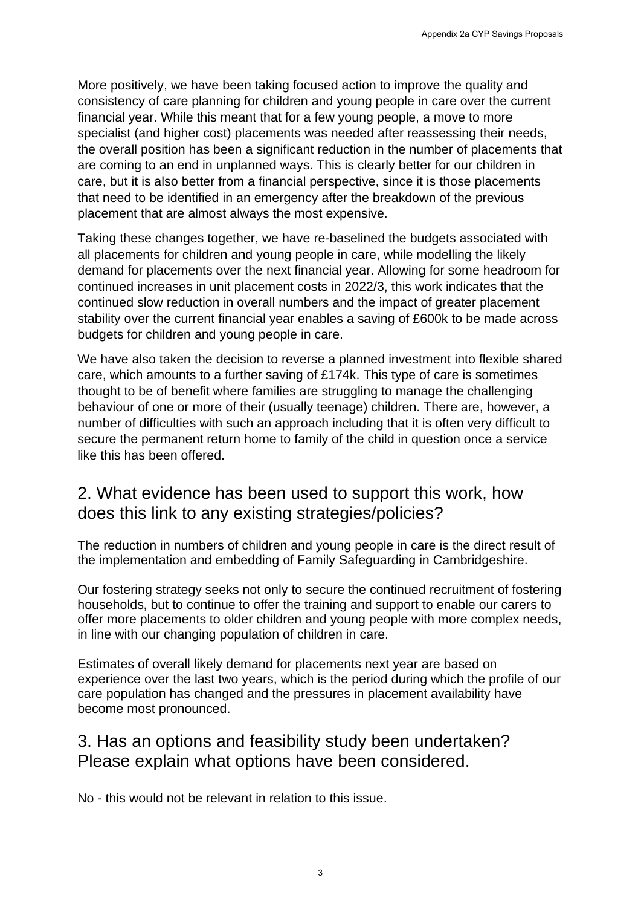More positively, we have been taking focused action to improve the quality and consistency of care planning for children and young people in care over the current financial year. While this meant that for a few young people, a move to more specialist (and higher cost) placements was needed after reassessing their needs, the overall position has been a significant reduction in the number of placements that are coming to an end in unplanned ways. This is clearly better for our children in care, but it is also better from a financial perspective, since it is those placements that need to be identified in an emergency after the breakdown of the previous placement that are almost always the most expensive.

Taking these changes together, we have re-baselined the budgets associated with all placements for children and young people in care, while modelling the likely demand for placements over the next financial year. Allowing for some headroom for continued increases in unit placement costs in 2022/3, this work indicates that the continued slow reduction in overall numbers and the impact of greater placement stability over the current financial year enables a saving of £600k to be made across budgets for children and young people in care.

We have also taken the decision to reverse a planned investment into flexible shared care, which amounts to a further saving of £174k. This type of care is sometimes thought to be of benefit where families are struggling to manage the challenging behaviour of one or more of their (usually teenage) children. There are, however, a number of difficulties with such an approach including that it is often very difficult to secure the permanent return home to family of the child in question once a service like this has been offered.

## 2. What evidence has been used to support this work, how does this link to any existing strategies/policies?

The reduction in numbers of children and young people in care is the direct result of the implementation and embedding of Family Safeguarding in Cambridgeshire.

Our fostering strategy seeks not only to secure the continued recruitment of fostering households, but to continue to offer the training and support to enable our carers to offer more placements to older children and young people with more complex needs, in line with our changing population of children in care.

Estimates of overall likely demand for placements next year are based on experience over the last two years, which is the period during which the profile of our care population has changed and the pressures in placement availability have become most pronounced.

## 3. Has an options and feasibility study been undertaken? Please explain what options have been considered.

No - this would not be relevant in relation to this issue.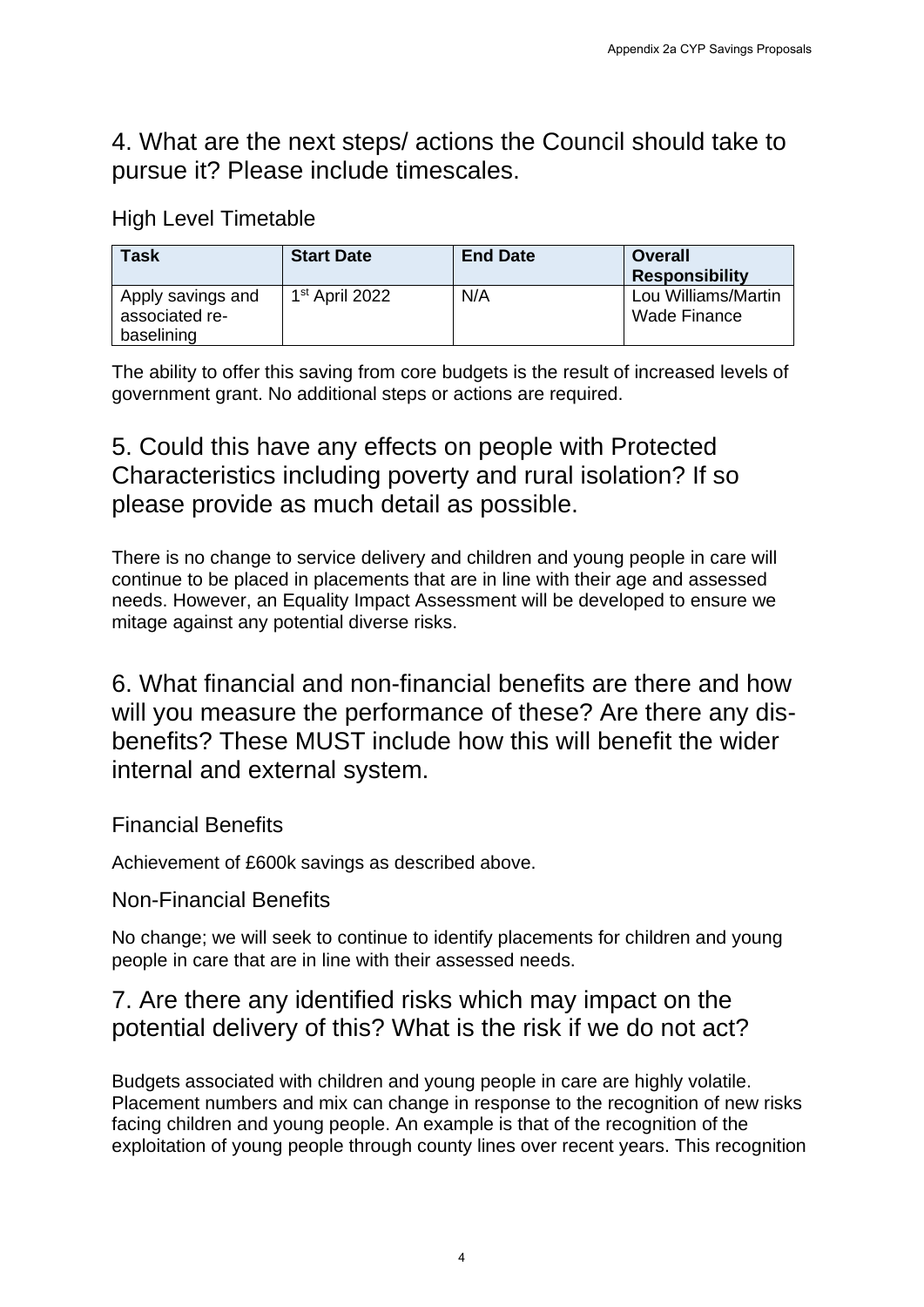## 4. What are the next steps/ actions the Council should take to pursue it? Please include timescales.

### High Level Timetable

| Task | Start Date | End Date | Overall Responsibility |
|---|---|---|---|
| Apply savings and associated re-baselining | 1st April 2022 | N/A | Lou Williams/Martin Wade Finance |

The ability to offer this saving from core budgets is the result of increased levels of government grant. No additional steps or actions are required.

## 5. Could this have any effects on people with Protected Characteristics including poverty and rural isolation? If so please provide as much detail as possible.

There is no change to service delivery and children and young people in care will continue to be placed in placements that are in line with their age and assessed needs. However, an Equality Impact Assessment will be developed to ensure we mitage against any potential diverse risks.

## 6. What financial and non-financial benefits are there and how will you measure the performance of these? Are there any dis-benefits? These MUST include how this will benefit the wider internal and external system.

### Financial Benefits

Achievement of £600k savings as described above.

### Non-Financial Benefits

No change; we will seek to continue to identify placements for children and young people in care that are in line with their assessed needs.

## 7. Are there any identified risks which may impact on the potential delivery of this? What is the risk if we do not act?

Budgets associated with children and young people in care are highly volatile. Placement numbers and mix can change in response to the recognition of new risks facing children and young people. An example is that of the recognition of the exploitation of young people through county lines over recent years. This recognition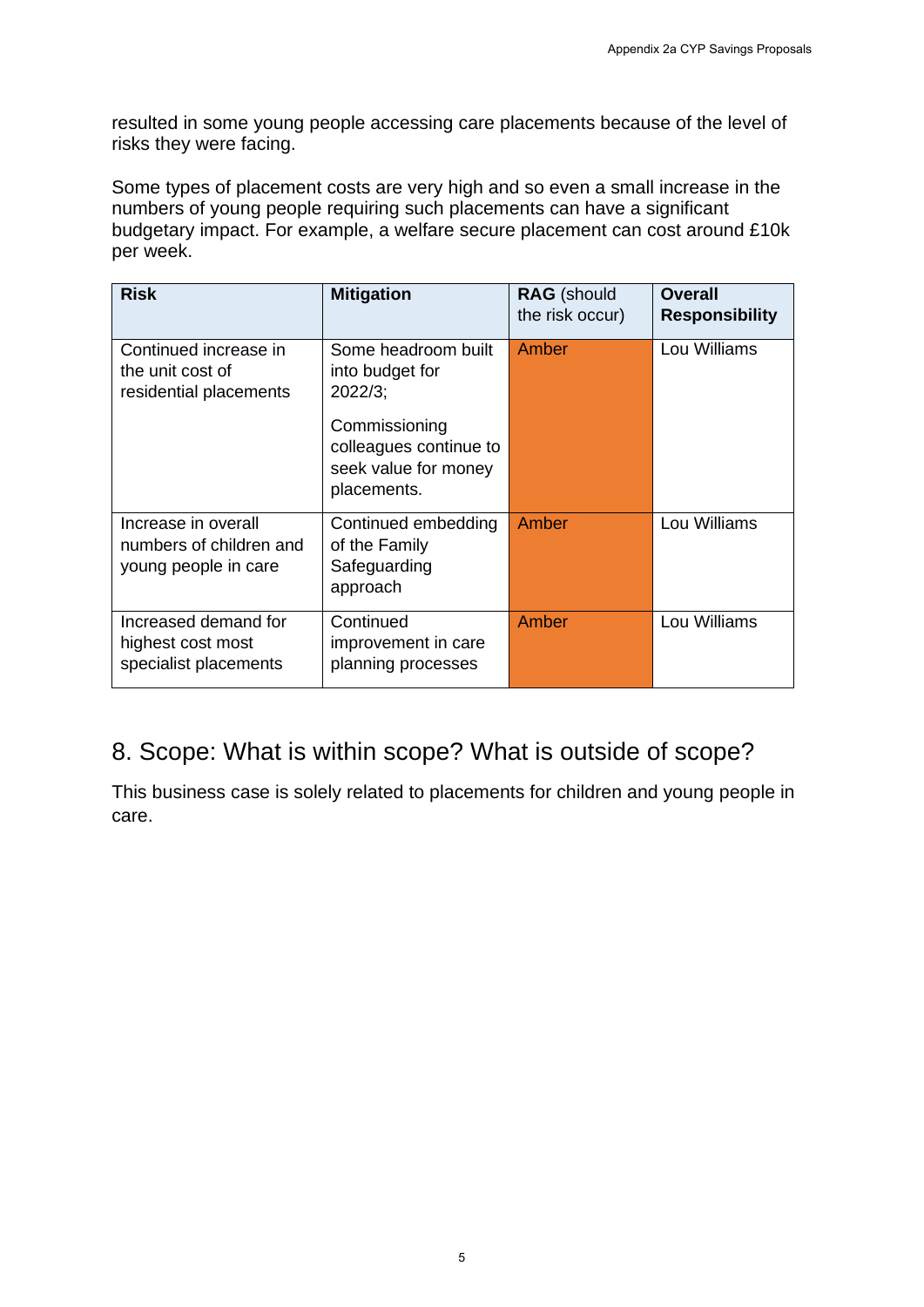resulted in some young people accessing care placements because of the level of risks they were facing.

Some types of placement costs are very high and so even a small increase in the numbers of young people requiring such placements can have a significant budgetary impact. For example, a welfare secure placement can cost around £10k per week.

| **Risk** | **Mitigation** | **RAG** (should the risk occur) | **Overall Responsibility** |
|---|---|---|---|
| Continued increase in the unit cost of residential placements | Some headroom built into budget for 2022/3; Commissioning colleagues continue to seek value for money placements. | Amber | Lou Williams |
| Increase in overall numbers of children and young people in care | Continued embedding of the Family Safeguarding approach | Amber | Lou Williams |
| Increased demand for highest cost most specialist placements | Continued improvement in care planning processes | Amber | Lou Williams |

## 8. Scope: What is within scope? What is outside of scope?

This business case is solely related to placements for children and young people in care.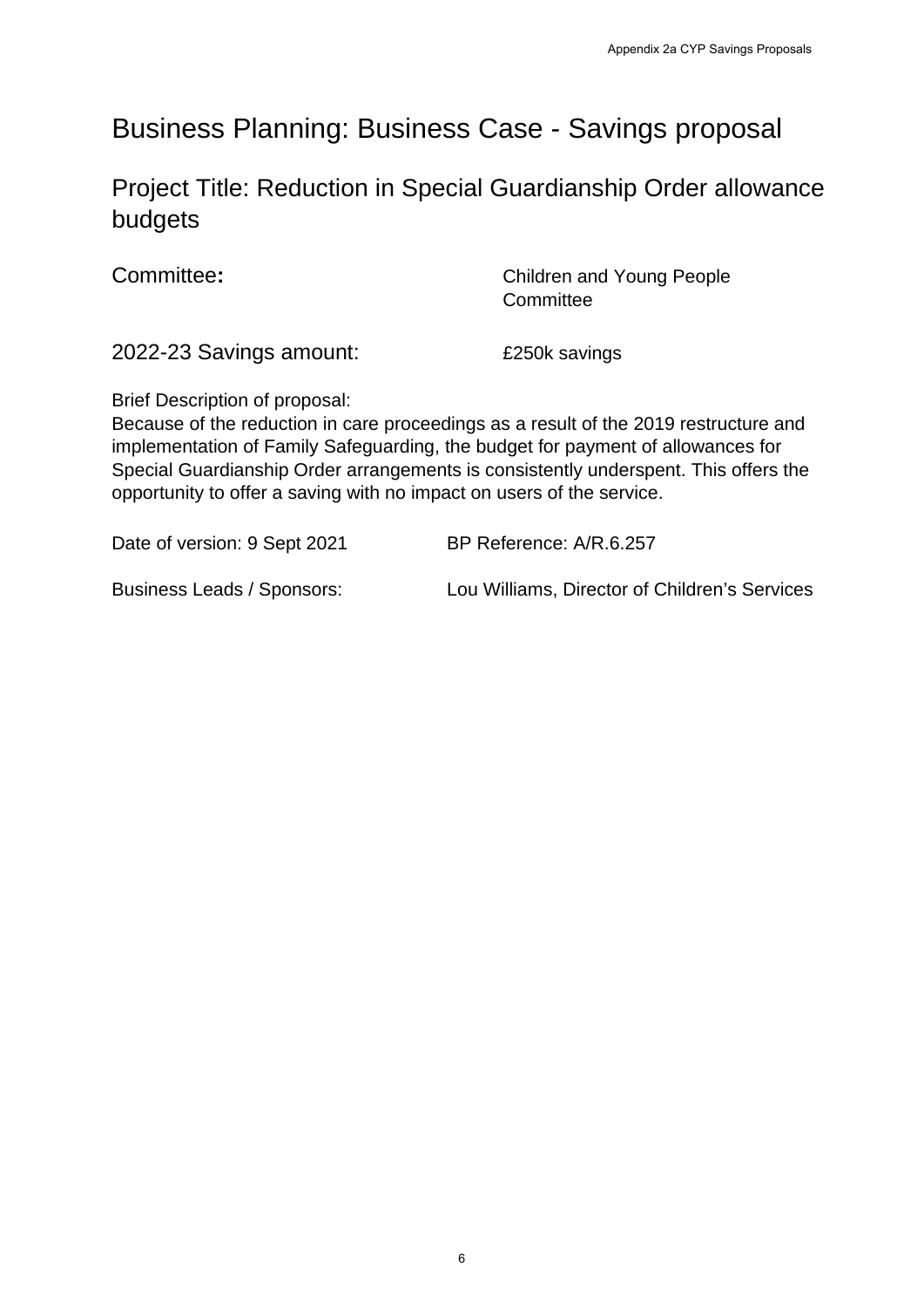# Business Planning: Business Case - Savings proposal

## Project Title: Reduction in Special Guardianship Order allowance budgets

| | |
|---|---|
| Committee**:** | Children and Young People Committee |
| 2022-23 Savings amount: | £250k savings |

Brief Description of proposal:
Because of the reduction in care proceedings as a result of the 2019 restructure and implementation of Family Safeguarding, the budget for payment of allowances for Special Guardianship Order arrangements is consistently underspent. This offers the opportunity to offer a saving with no impact on users of the service.

| | |
|---|---|
| Date of version: 9 Sept 2021 | BP Reference: A/R.6.257 |
| Business Leads / Sponsors: | Lou Williams, Director of Children's Services |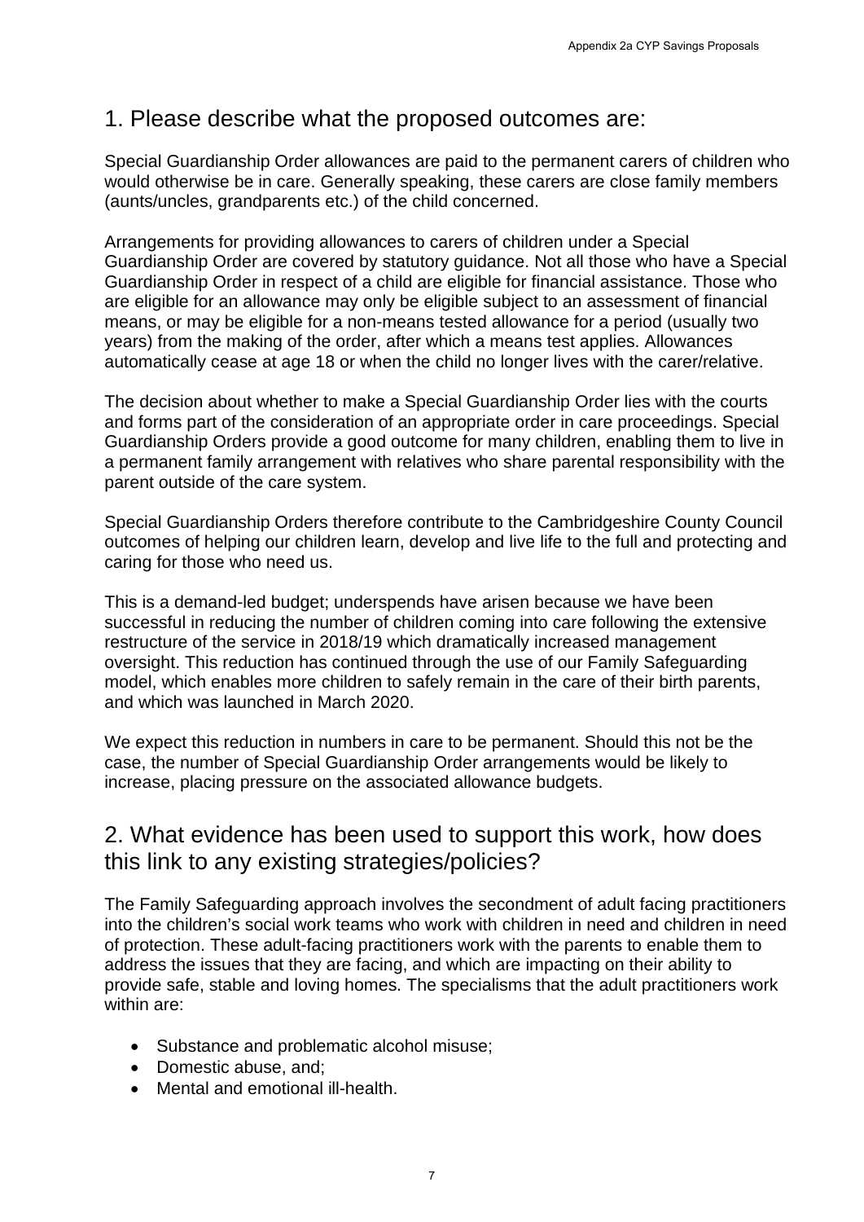## 1. Please describe what the proposed outcomes are:

Special Guardianship Order allowances are paid to the permanent carers of children who would otherwise be in care. Generally speaking, these carers are close family members (aunts/uncles, grandparents etc.) of the child concerned.

Arrangements for providing allowances to carers of children under a Special Guardianship Order are covered by statutory guidance. Not all those who have a Special Guardianship Order in respect of a child are eligible for financial assistance. Those who are eligible for an allowance may only be eligible subject to an assessment of financial means, or may be eligible for a non-means tested allowance for a period (usually two years) from the making of the order, after which a means test applies. Allowances automatically cease at age 18 or when the child no longer lives with the carer/relative.

The decision about whether to make a Special Guardianship Order lies with the courts and forms part of the consideration of an appropriate order in care proceedings. Special Guardianship Orders provide a good outcome for many children, enabling them to live in a permanent family arrangement with relatives who share parental responsibility with the parent outside of the care system.

Special Guardianship Orders therefore contribute to the Cambridgeshire County Council outcomes of helping our children learn, develop and live life to the full and protecting and caring for those who need us.

This is a demand-led budget; underspends have arisen because we have been successful in reducing the number of children coming into care following the extensive restructure of the service in 2018/19 which dramatically increased management oversight. This reduction has continued through the use of our Family Safeguarding model, which enables more children to safely remain in the care of their birth parents, and which was launched in March 2020.

We expect this reduction in numbers in care to be permanent. Should this not be the case, the number of Special Guardianship Order arrangements would be likely to increase, placing pressure on the associated allowance budgets.

## 2. What evidence has been used to support this work, how does this link to any existing strategies/policies?

The Family Safeguarding approach involves the secondment of adult facing practitioners into the children's social work teams who work with children in need and children in need of protection. These adult-facing practitioners work with the parents to enable them to address the issues that they are facing, and which are impacting on their ability to provide safe, stable and loving homes. The specialisms that the adult practitioners work within are:

- Substance and problematic alcohol misuse;
- Domestic abuse, and;
- Mental and emotional ill-health.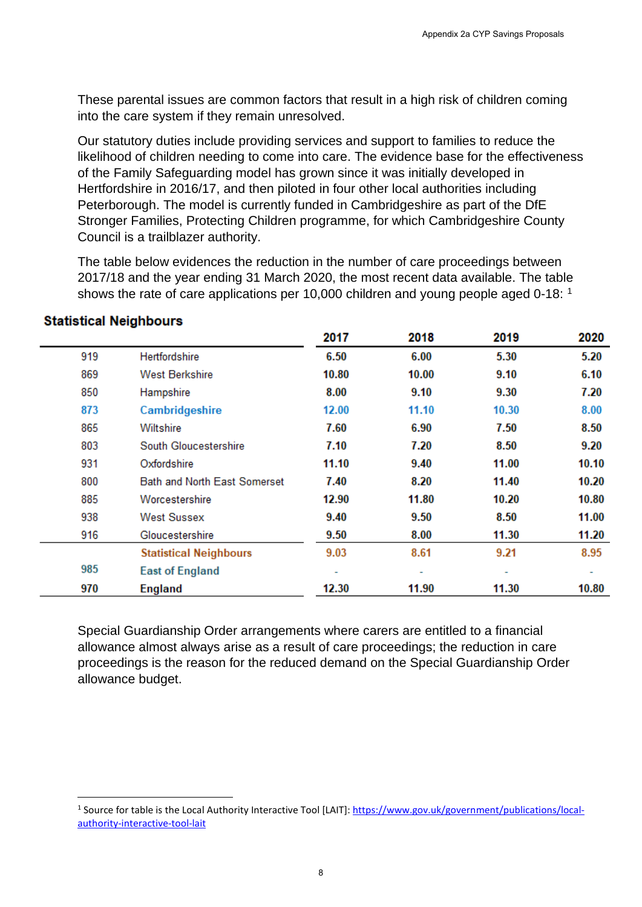These parental issues are common factors that result in a high risk of children coming into the care system if they remain unresolved.

Our statutory duties include providing services and support to families to reduce the likelihood of children needing to come into care. The evidence base for the effectiveness of the Family Safeguarding model has grown since it was initially developed in Hertfordshire in 2016/17, and then piloted in four other local authorities including Peterborough. The model is currently funded in Cambridgeshire as part of the DfE Stronger Families, Protecting Children programme, for which Cambridgeshire County Council is a trailblazer authority.

The table below evidences the reduction in the number of care proceedings between 2017/18 and the year ending 31 March 2020, the most recent data available. The table shows the rate of care applications per 10,000 children and young people aged 0-18: [1]

**Statistical Neighbours**

| | | 2017 | 2018 | 2019 | 2020 |
|---|---|---|---|---|---|
| 919 | Hertfordshire | 6.50 | 6.00 | 5.30 | 5.20 |
| 869 | West Berkshire | 10.80 | 10.00 | 9.10 | 6.10 |
| 850 | Hampshire | 8.00 | 9.10 | 9.30 | 7.20 |
| 873 | Cambridgeshire | 12.00 | 11.10 | 10.30 | 8.00 |
| 865 | Wiltshire | 7.60 | 6.90 | 7.50 | 8.50 |
| 803 | South Gloucestershire | 7.10 | 7.20 | 8.50 | 9.20 |
| 931 | Oxfordshire | 11.10 | 9.40 | 11.00 | 10.10 |
| 800 | Bath and North East Somerset | 7.40 | 8.20 | 11.40 | 10.20 |
| 885 | Worcestershire | 12.90 | 11.80 | 10.20 | 10.80 |
| 938 | West Sussex | 9.40 | 9.50 | 8.50 | 11.00 |
| 916 | Gloucestershire | 9.50 | 8.00 | 11.30 | 11.20 |
| | **Statistical Neighbours** | 9.03 | 8.61 | 9.21 | 8.95 |
| 985 | **East of England** | - | - | - | - |
| **970** | **England** | **12.30** | **11.90** | **11.30** | **10.80** |

Special Guardianship Order arrangements where carers are entitled to a financial allowance almost always arise as a result of care proceedings; the reduction in care proceedings is the reason for the reduced demand on the Special Guardianship Order allowance budget.

[1] Source for table is the Local Authority Interactive Tool [LAIT]: https://www.gov.uk/government/publications/local-authority-interactive-tool-lait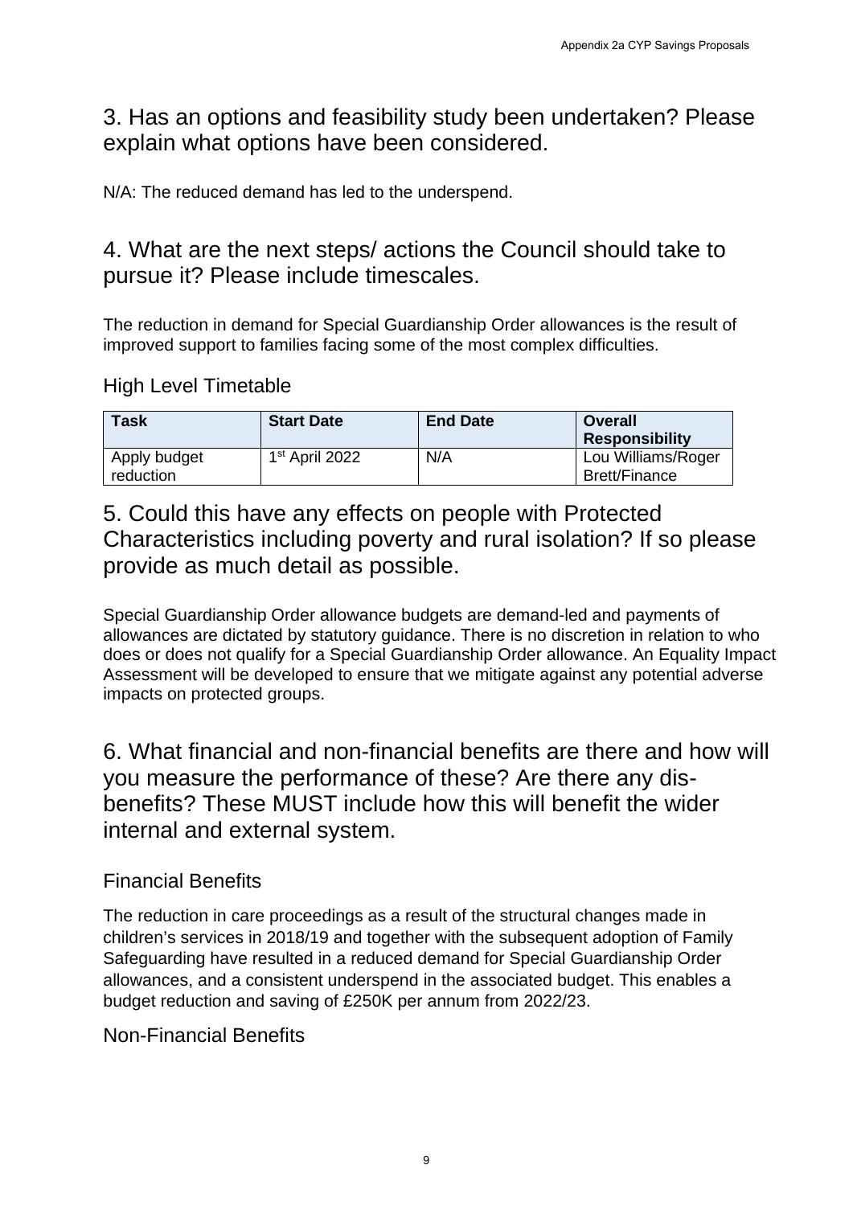## 3. Has an options and feasibility study been undertaken? Please explain what options have been considered.

N/A: The reduced demand has led to the underspend.

## 4. What are the next steps/ actions the Council should take to pursue it? Please include timescales.

The reduction in demand for Special Guardianship Order allowances is the result of improved support to families facing some of the most complex difficulties.

### High Level Timetable

| Task | Start Date | End Date | Overall Responsibility |
|---|---|---|---|
| Apply budget reduction | 1st April 2022 | N/A | Lou Williams/Roger Brett/Finance |

## 5. Could this have any effects on people with Protected Characteristics including poverty and rural isolation? If so please provide as much detail as possible.

Special Guardianship Order allowance budgets are demand-led and payments of allowances are dictated by statutory guidance. There is no discretion in relation to who does or does not qualify for a Special Guardianship Order allowance. An Equality Impact Assessment will be developed to ensure that we mitigate against any potential adverse impacts on protected groups.

## 6. What financial and non-financial benefits are there and how will you measure the performance of these? Are there any dis-benefits? These MUST include how this will benefit the wider internal and external system.

### Financial Benefits

The reduction in care proceedings as a result of the structural changes made in children's services in 2018/19 and together with the subsequent adoption of Family Safeguarding have resulted in a reduced demand for Special Guardianship Order allowances, and a consistent underspend in the associated budget. This enables a budget reduction and saving of £250K per annum from 2022/23.

### Non-Financial Benefits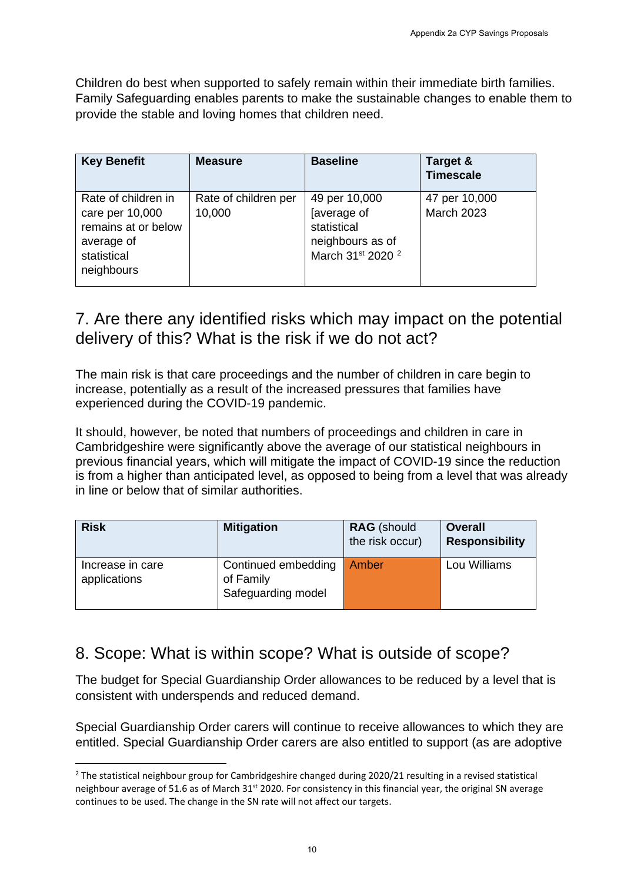Children do best when supported to safely remain within their immediate birth families. Family Safeguarding enables parents to make the sustainable changes to enable them to provide the stable and loving homes that children need.

| Key Benefit | Measure | Baseline | Target & Timescale |
| --- | --- | --- | --- |
| Rate of children in care per 10,000 remains at or below average of statistical neighbours | Rate of children per 10,000 | 49 per 10,000 [average of statistical neighbours as of March 31st 2020 [2] | 47 per 10,000 March 2023 |

## 7. Are there any identified risks which may impact on the potential delivery of this? What is the risk if we do not act?

The main risk is that care proceedings and the number of children in care begin to increase, potentially as a result of the increased pressures that families have experienced during the COVID-19 pandemic.

It should, however, be noted that numbers of proceedings and children in care in Cambridgeshire were significantly above the average of our statistical neighbours in previous financial years, which will mitigate the impact of COVID-19 since the reduction is from a higher than anticipated level, as opposed to being from a level that was already in line or below that of similar authorities.

| Risk | Mitigation | RAG (should the risk occur) | Overall Responsibility |
| --- | --- | --- | --- |
| Increase in care applications | Continued embedding of Family Safeguarding model | Amber | Lou Williams |

## 8. Scope: What is within scope? What is outside of scope?

The budget for Special Guardianship Order allowances to be reduced by a level that is consistent with underspends and reduced demand.

Special Guardianship Order carers will continue to receive allowances to which they are entitled. Special Guardianship Order carers are also entitled to support (as are adoptive

[2] The statistical neighbour group for Cambridgeshire changed during 2020/21 resulting in a revised statistical neighbour average of 51.6 as of March 31st 2020. For consistency in this financial year, the original SN average continues to be used. The change in the SN rate will not affect our targets.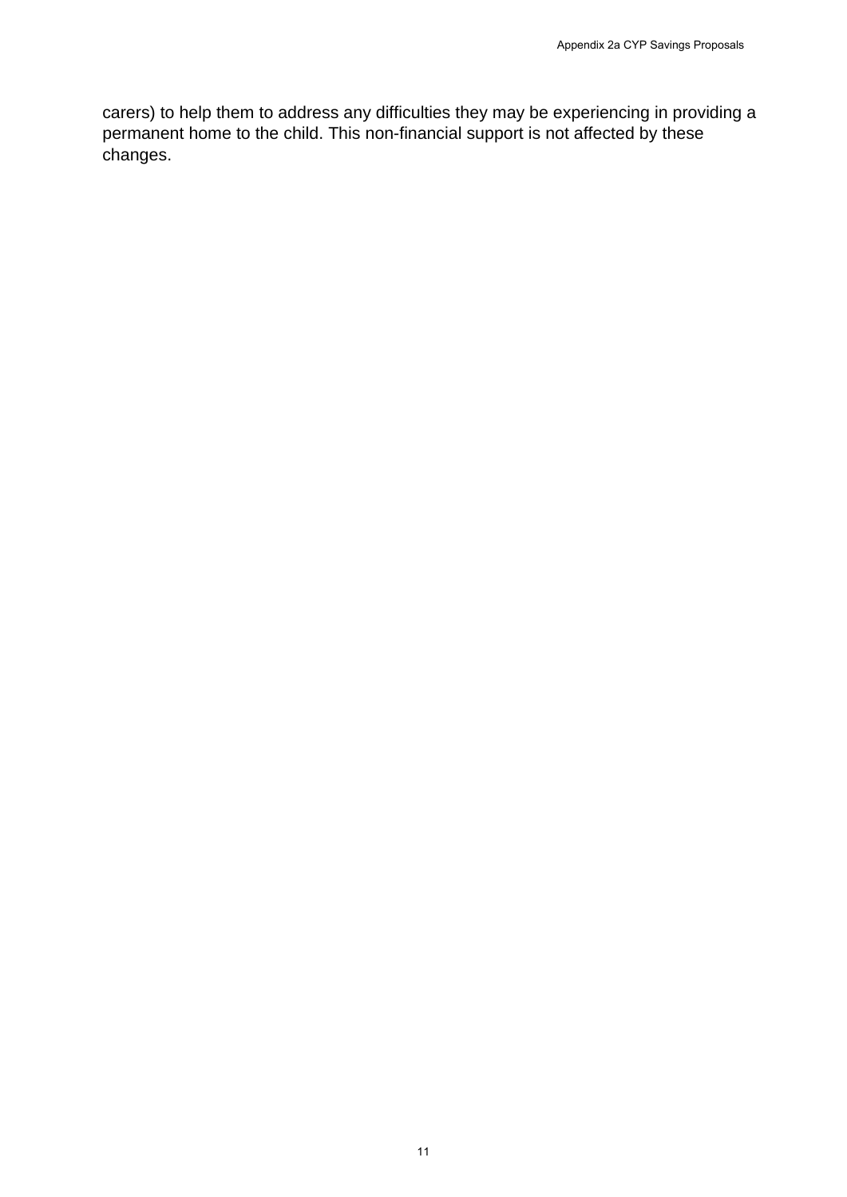carers) to help them to address any difficulties they may be experiencing in providing a permanent home to the child. This non-financial support is not affected by these changes.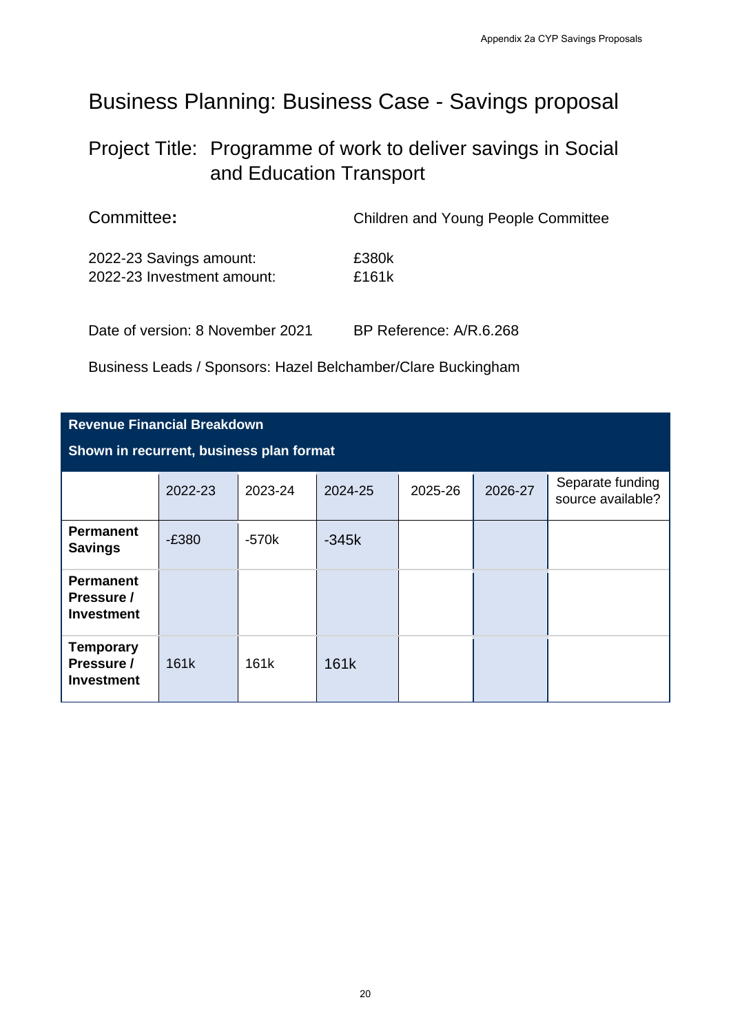# Business Planning: Business Case - Savings proposal

## Project Title: Programme of work to deliver savings in Social and Education Transport

Committee: Children and Young People Committee

2022-23 Savings amount: £380k
2022-23 Investment amount: £161k

Date of version: 8 November 2021 BP Reference: A/R.6.268

Business Leads / Sponsors: Hazel Belchamber/Clare Buckingham

| **Revenue Financial Breakdown**<br>**Shown in recurrent, business plan format** | | | | | | |
|---|---|---|---|---|---|---|
| | 2022-23 | 2023-24 | 2024-25 | 2025-26 | 2026-27 | Separate funding source available? |
| **Permanent Savings** | -£380 | -570k | -345k | | | |
| **Permanent Pressure / Investment** | | | | | | |
| **Temporary Pressure / Investment** | 161k | 161k | 161k | | | |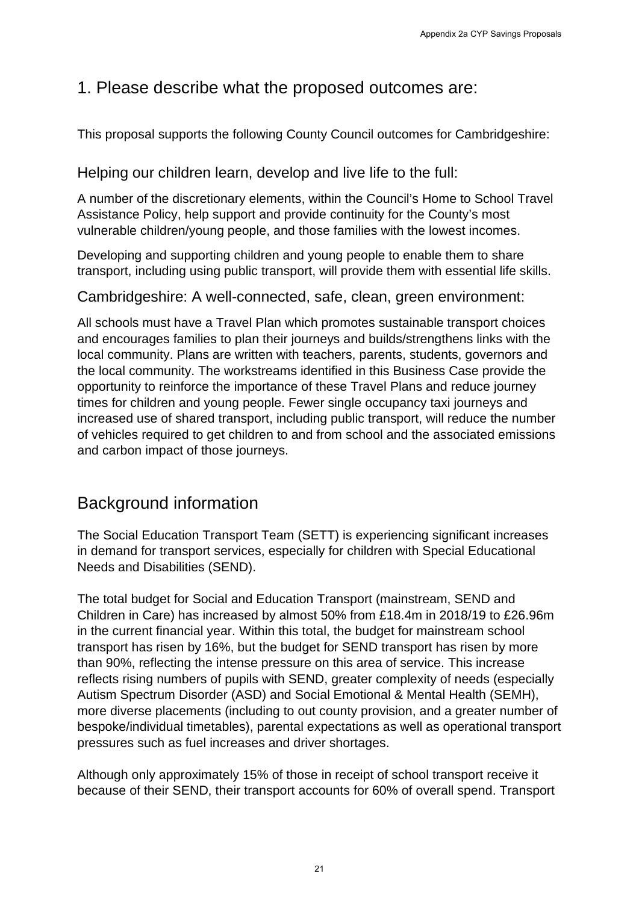## 1. Please describe what the proposed outcomes are:

This proposal supports the following County Council outcomes for Cambridgeshire:

### Helping our children learn, develop and live life to the full:

A number of the discretionary elements, within the Council's Home to School Travel Assistance Policy, help support and provide continuity for the County's most vulnerable children/young people, and those families with the lowest incomes.

Developing and supporting children and young people to enable them to share transport, including using public transport, will provide them with essential life skills.

### Cambridgeshire: A well-connected, safe, clean, green environment:

All schools must have a Travel Plan which promotes sustainable transport choices and encourages families to plan their journeys and builds/strengthens links with the local community. Plans are written with teachers, parents, students, governors and the local community. The workstreams identified in this Business Case provide the opportunity to reinforce the importance of these Travel Plans and reduce journey times for children and young people. Fewer single occupancy taxi journeys and increased use of shared transport, including public transport, will reduce the number of vehicles required to get children to and from school and the associated emissions and carbon impact of those journeys.

## Background information

The Social Education Transport Team (SETT) is experiencing significant increases in demand for transport services, especially for children with Special Educational Needs and Disabilities (SEND).

The total budget for Social and Education Transport (mainstream, SEND and Children in Care) has increased by almost 50% from £18.4m in 2018/19 to £26.96m in the current financial year. Within this total, the budget for mainstream school transport has risen by 16%, but the budget for SEND transport has risen by more than 90%, reflecting the intense pressure on this area of service. This increase reflects rising numbers of pupils with SEND, greater complexity of needs (especially Autism Spectrum Disorder (ASD) and Social Emotional & Mental Health (SEMH), more diverse placements (including to out county provision, and a greater number of bespoke/individual timetables), parental expectations as well as operational transport pressures such as fuel increases and driver shortages.

Although only approximately 15% of those in receipt of school transport receive it because of their SEND, their transport accounts for 60% of overall spend. Transport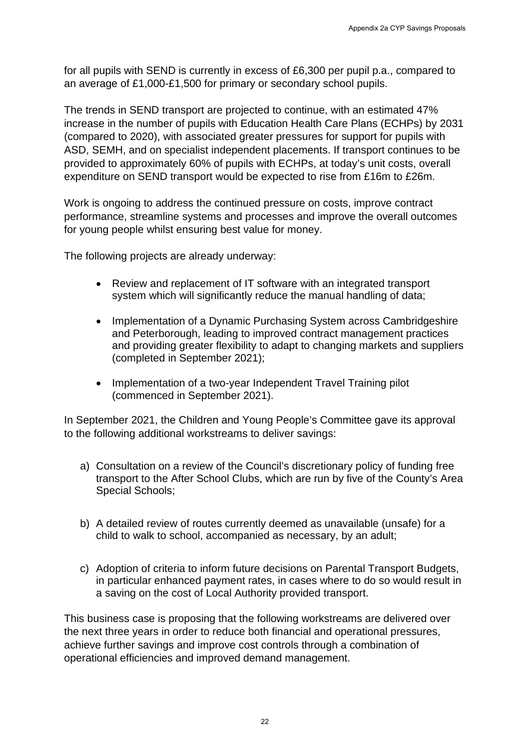for all pupils with SEND is currently in excess of £6,300 per pupil p.a., compared to an average of £1,000-£1,500 for primary or secondary school pupils.

The trends in SEND transport are projected to continue, with an estimated 47% increase in the number of pupils with Education Health Care Plans (ECHPs) by 2031 (compared to 2020), with associated greater pressures for support for pupils with ASD, SEMH, and on specialist independent placements. If transport continues to be provided to approximately 60% of pupils with ECHPs, at today's unit costs, overall expenditure on SEND transport would be expected to rise from £16m to £26m.

Work is ongoing to address the continued pressure on costs, improve contract performance, streamline systems and processes and improve the overall outcomes for young people whilst ensuring best value for money.

The following projects are already underway:

- Review and replacement of IT software with an integrated transport system which will significantly reduce the manual handling of data;
- Implementation of a Dynamic Purchasing System across Cambridgeshire and Peterborough, leading to improved contract management practices and providing greater flexibility to adapt to changing markets and suppliers (completed in September 2021);
- Implementation of a two-year Independent Travel Training pilot (commenced in September 2021).

In September 2021, the Children and Young People's Committee gave its approval to the following additional workstreams to deliver savings:

a) Consultation on a review of the Council's discretionary policy of funding free transport to the After School Clubs, which are run by five of the County's Area Special Schools;

b) A detailed review of routes currently deemed as unavailable (unsafe) for a child to walk to school, accompanied as necessary, by an adult;

c) Adoption of criteria to inform future decisions on Parental Transport Budgets, in particular enhanced payment rates, in cases where to do so would result in a saving on the cost of Local Authority provided transport.

This business case is proposing that the following workstreams are delivered over the next three years in order to reduce both financial and operational pressures, achieve further savings and improve cost controls through a combination of operational efficiencies and improved demand management.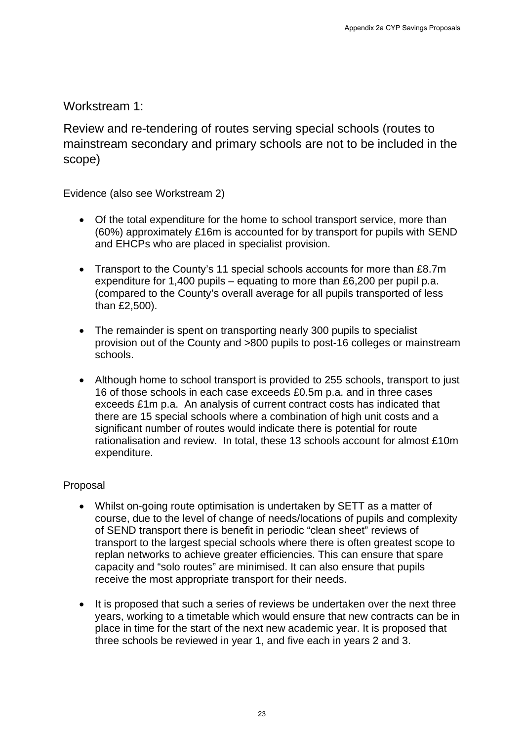## Workstream 1:

## Review and re-tendering of routes serving special schools (routes to mainstream secondary and primary schools are not to be included in the scope)

Evidence (also see Workstream 2)

- Of the total expenditure for the home to school transport service, more than (60%) approximately £16m is accounted for by transport for pupils with SEND and EHCPs who are placed in specialist provision.
- Transport to the County's 11 special schools accounts for more than £8.7m expenditure for 1,400 pupils – equating to more than £6,200 per pupil p.a. (compared to the County's overall average for all pupils transported of less than £2,500).
- The remainder is spent on transporting nearly 300 pupils to specialist provision out of the County and >800 pupils to post-16 colleges or mainstream schools.
- Although home to school transport is provided to 255 schools, transport to just 16 of those schools in each case exceeds £0.5m p.a. and in three cases exceeds £1m p.a. An analysis of current contract costs has indicated that there are 15 special schools where a combination of high unit costs and a significant number of routes would indicate there is potential for route rationalisation and review. In total, these 13 schools account for almost £10m expenditure.

Proposal

- Whilst on-going route optimisation is undertaken by SETT as a matter of course, due to the level of change of needs/locations of pupils and complexity of SEND transport there is benefit in periodic "clean sheet" reviews of transport to the largest special schools where there is often greatest scope to replan networks to achieve greater efficiencies. This can ensure that spare capacity and "solo routes" are minimised. It can also ensure that pupils receive the most appropriate transport for their needs.
- It is proposed that such a series of reviews be undertaken over the next three years, working to a timetable which would ensure that new contracts can be in place in time for the start of the next new academic year. It is proposed that three schools be reviewed in year 1, and five each in years 2 and 3.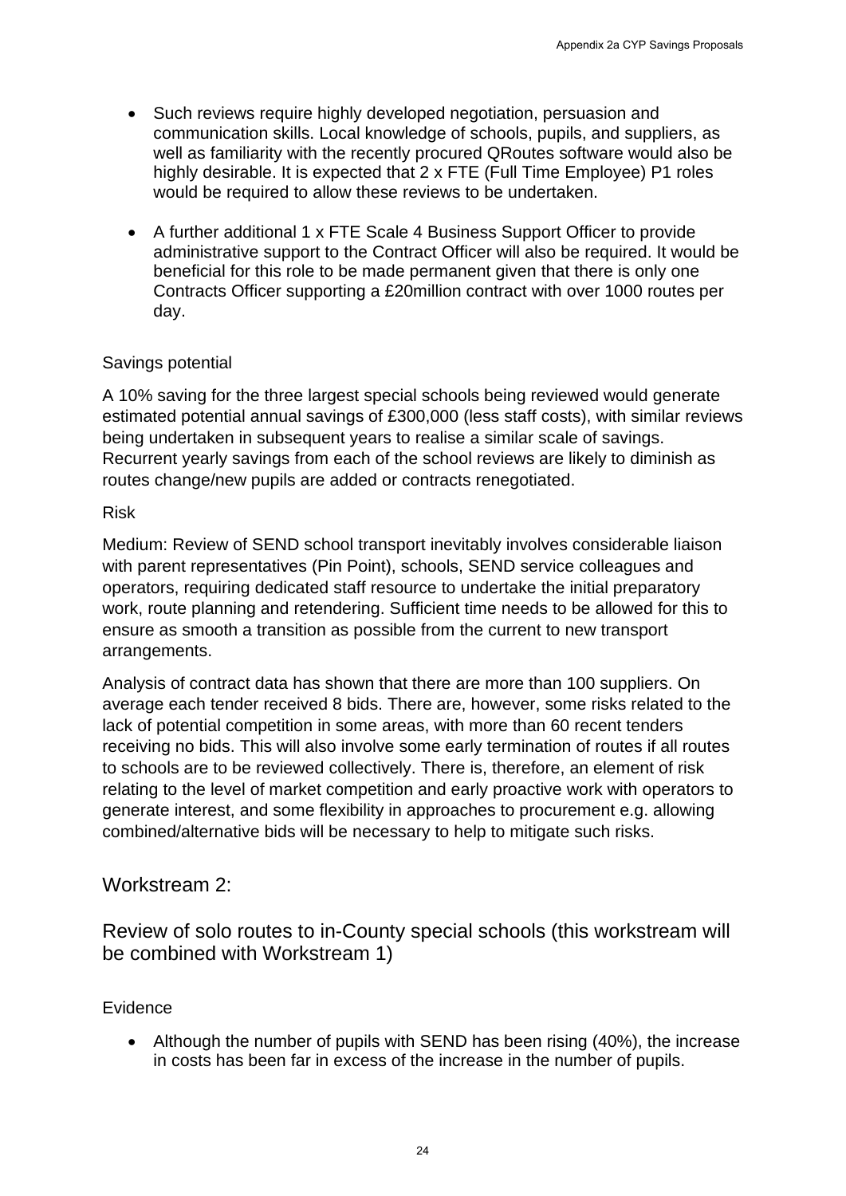- Such reviews require highly developed negotiation, persuasion and communication skills. Local knowledge of schools, pupils, and suppliers, as well as familiarity with the recently procured QRoutes software would also be highly desirable. It is expected that 2 x FTE (Full Time Employee) P1 roles would be required to allow these reviews to be undertaken.

- A further additional 1 x FTE Scale 4 Business Support Officer to provide administrative support to the Contract Officer will also be required. It would be beneficial for this role to be made permanent given that there is only one Contracts Officer supporting a £20million contract with over 1000 routes per day.

Savings potential

A 10% saving for the three largest special schools being reviewed would generate estimated potential annual savings of £300,000 (less staff costs), with similar reviews being undertaken in subsequent years to realise a similar scale of savings. Recurrent yearly savings from each of the school reviews are likely to diminish as routes change/new pupils are added or contracts renegotiated.

Risk

Medium: Review of SEND school transport inevitably involves considerable liaison with parent representatives (Pin Point), schools, SEND service colleagues and operators, requiring dedicated staff resource to undertake the initial preparatory work, route planning and retendering. Sufficient time needs to be allowed for this to ensure as smooth a transition as possible from the current to new transport arrangements.

Analysis of contract data has shown that there are more than 100 suppliers. On average each tender received 8 bids. There are, however, some risks related to the lack of potential competition in some areas, with more than 60 recent tenders receiving no bids. This will also involve some early termination of routes if all routes to schools are to be reviewed collectively. There is, therefore, an element of risk relating to the level of market competition and early proactive work with operators to generate interest, and some flexibility in approaches to procurement e.g. allowing combined/alternative bids will be necessary to help to mitigate such risks.

## Workstream 2:

## Review of solo routes to in-County special schools (this workstream will be combined with Workstream 1)

Evidence

- Although the number of pupils with SEND has been rising (40%), the increase in costs has been far in excess of the increase in the number of pupils.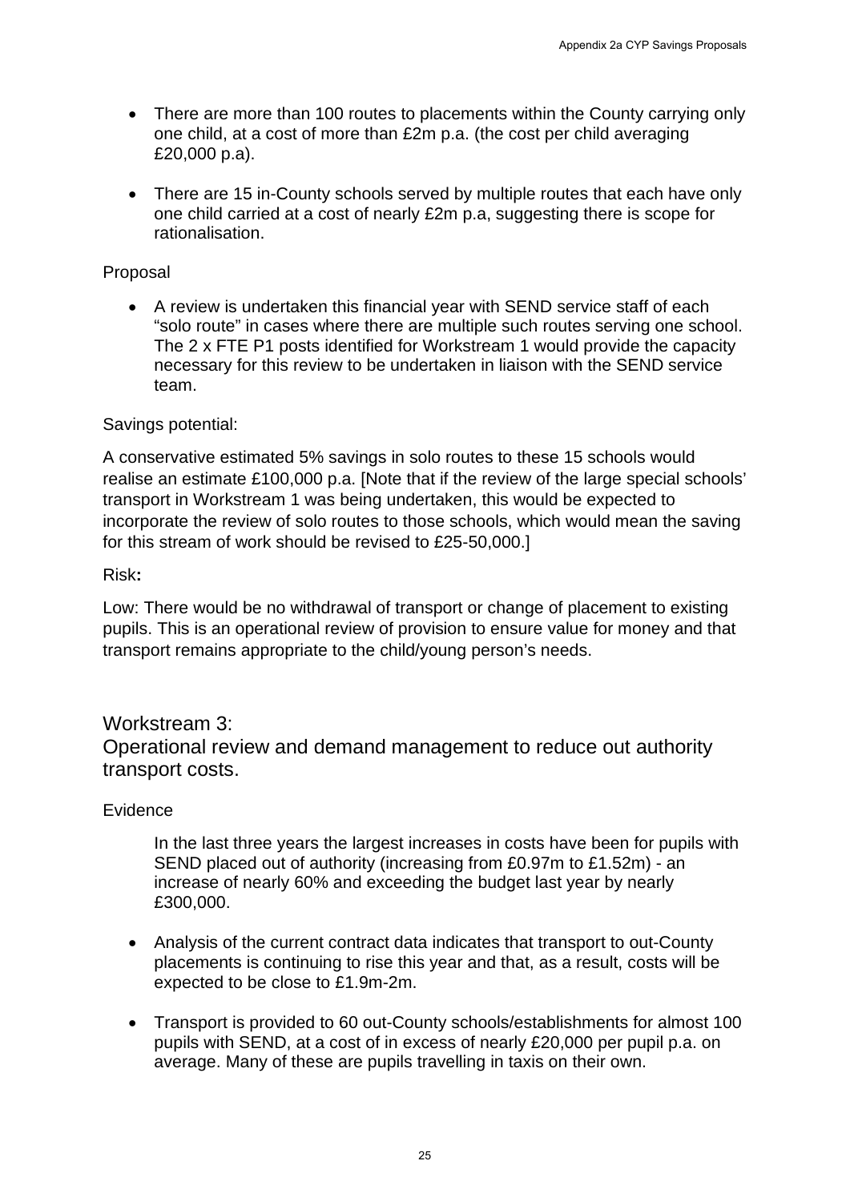- There are more than 100 routes to placements within the County carrying only one child, at a cost of more than £2m p.a. (the cost per child averaging £20,000 p.a).
- There are 15 in-County schools served by multiple routes that each have only one child carried at a cost of nearly £2m p.a, suggesting there is scope for rationalisation.

Proposal

- A review is undertaken this financial year with SEND service staff of each "solo route" in cases where there are multiple such routes serving one school. The 2 x FTE P1 posts identified for Workstream 1 would provide the capacity necessary for this review to be undertaken in liaison with the SEND service team.

Savings potential:

A conservative estimated 5% savings in solo routes to these 15 schools would realise an estimate £100,000 p.a. [Note that if the review of the large special schools' transport in Workstream 1 was being undertaken, this would be expected to incorporate the review of solo routes to those schools, which would mean the saving for this stream of work should be revised to £25-50,000.]

Risk**:**

Low: There would be no withdrawal of transport or change of placement to existing pupils. This is an operational review of provision to ensure value for money and that transport remains appropriate to the child/young person's needs.

## Workstream 3:
## Operational review and demand management to reduce out authority transport costs.

Evidence

In the last three years the largest increases in costs have been for pupils with SEND placed out of authority (increasing from £0.97m to £1.52m) - an increase of nearly 60% and exceeding the budget last year by nearly £300,000.

- Analysis of the current contract data indicates that transport to out-County placements is continuing to rise this year and that, as a result, costs will be expected to be close to £1.9m-2m.
- Transport is provided to 60 out-County schools/establishments for almost 100 pupils with SEND, at a cost of in excess of nearly £20,000 per pupil p.a. on average. Many of these are pupils travelling in taxis on their own.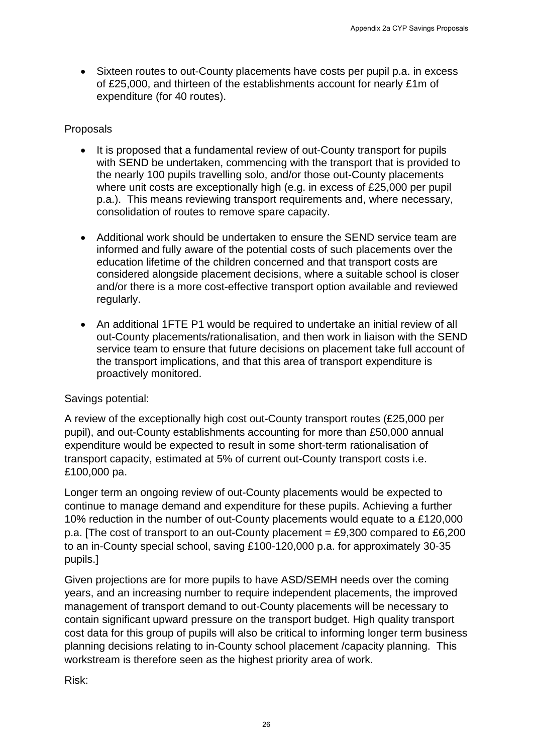- Sixteen routes to out-County placements have costs per pupil p.a. in excess of £25,000, and thirteen of the establishments account for nearly £1m of expenditure (for 40 routes).

Proposals

- It is proposed that a fundamental review of out-County transport for pupils with SEND be undertaken, commencing with the transport that is provided to the nearly 100 pupils travelling solo, and/or those out-County placements where unit costs are exceptionally high (e.g. in excess of £25,000 per pupil p.a.). This means reviewing transport requirements and, where necessary, consolidation of routes to remove spare capacity.
- Additional work should be undertaken to ensure the SEND service team are informed and fully aware of the potential costs of such placements over the education lifetime of the children concerned and that transport costs are considered alongside placement decisions, where a suitable school is closer and/or there is a more cost-effective transport option available and reviewed regularly.
- An additional 1FTE P1 would be required to undertake an initial review of all out-County placements/rationalisation, and then work in liaison with the SEND service team to ensure that future decisions on placement take full account of the transport implications, and that this area of transport expenditure is proactively monitored.

Savings potential:

A review of the exceptionally high cost out-County transport routes (£25,000 per pupil), and out-County establishments accounting for more than £50,000 annual expenditure would be expected to result in some short-term rationalisation of transport capacity, estimated at 5% of current out-County transport costs i.e. £100,000 pa.

Longer term an ongoing review of out-County placements would be expected to continue to manage demand and expenditure for these pupils. Achieving a further 10% reduction in the number of out-County placements would equate to a £120,000 p.a. [The cost of transport to an out-County placement = £9,300 compared to £6,200 to an in-County special school, saving £100-120,000 p.a. for approximately 30-35 pupils.]

Given projections are for more pupils to have ASD/SEMH needs over the coming years, and an increasing number to require independent placements, the improved management of transport demand to out-County placements will be necessary to contain significant upward pressure on the transport budget. High quality transport cost data for this group of pupils will also be critical to informing longer term business planning decisions relating to in-County school placement /capacity planning. This workstream is therefore seen as the highest priority area of work.

Risk: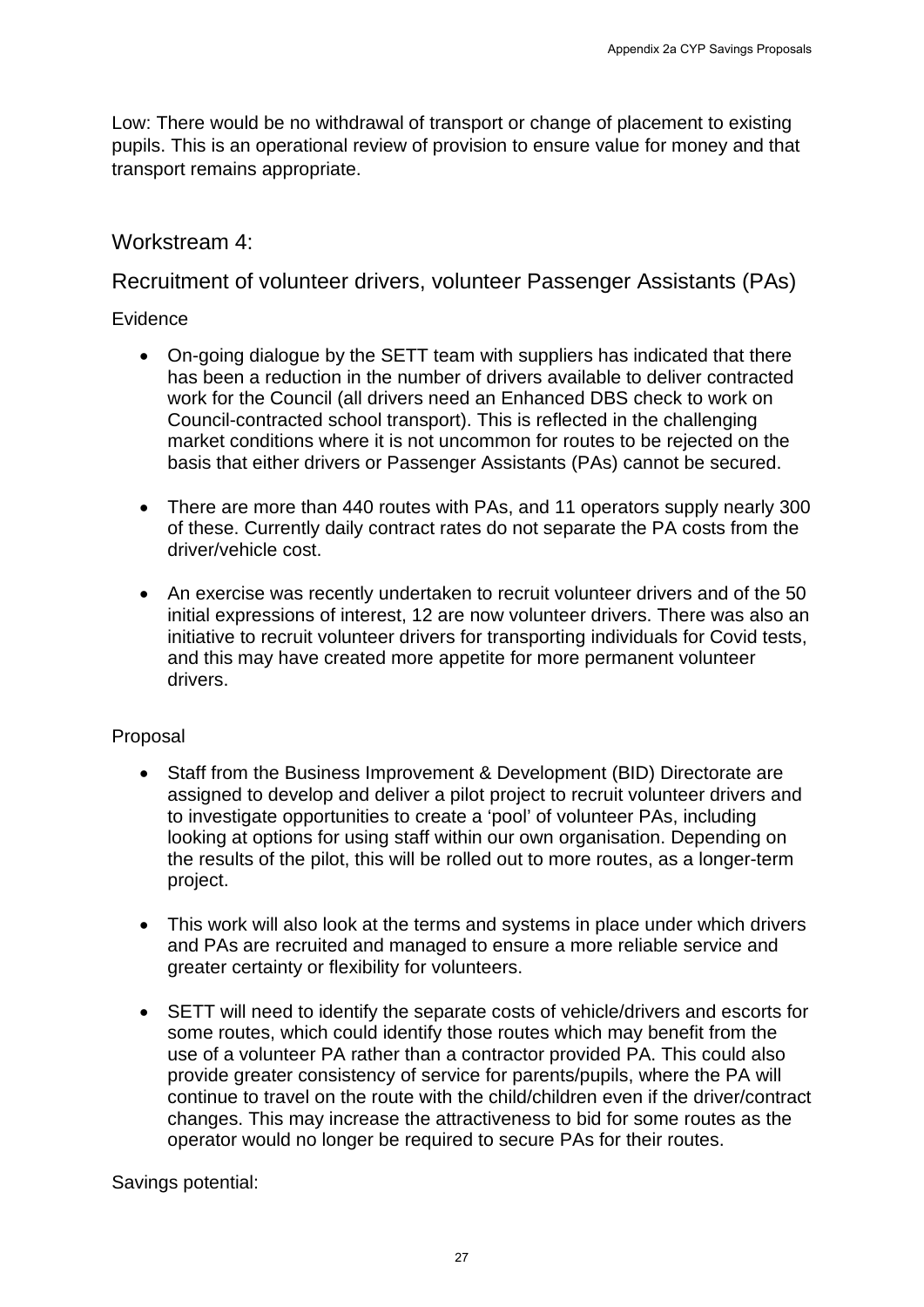Low: There would be no withdrawal of transport or change of placement to existing pupils. This is an operational review of provision to ensure value for money and that transport remains appropriate.

## Workstream 4:

## Recruitment of volunteer drivers, volunteer Passenger Assistants (PAs)

Evidence

- On-going dialogue by the SETT team with suppliers has indicated that there has been a reduction in the number of drivers available to deliver contracted work for the Council (all drivers need an Enhanced DBS check to work on Council-contracted school transport). This is reflected in the challenging market conditions where it is not uncommon for routes to be rejected on the basis that either drivers or Passenger Assistants (PAs) cannot be secured.

- There are more than 440 routes with PAs, and 11 operators supply nearly 300 of these. Currently daily contract rates do not separate the PA costs from the driver/vehicle cost.

- An exercise was recently undertaken to recruit volunteer drivers and of the 50 initial expressions of interest, 12 are now volunteer drivers. There was also an initiative to recruit volunteer drivers for transporting individuals for Covid tests, and this may have created more appetite for more permanent volunteer drivers.

Proposal

- Staff from the Business Improvement & Development (BID) Directorate are assigned to develop and deliver a pilot project to recruit volunteer drivers and to investigate opportunities to create a 'pool' of volunteer PAs, including looking at options for using staff within our own organisation. Depending on the results of the pilot, this will be rolled out to more routes, as a longer-term project.

- This work will also look at the terms and systems in place under which drivers and PAs are recruited and managed to ensure a more reliable service and greater certainty or flexibility for volunteers.

- SETT will need to identify the separate costs of vehicle/drivers and escorts for some routes, which could identify those routes which may benefit from the use of a volunteer PA rather than a contractor provided PA. This could also provide greater consistency of service for parents/pupils, where the PA will continue to travel on the route with the child/children even if the driver/contract changes. This may increase the attractiveness to bid for some routes as the operator would no longer be required to secure PAs for their routes.

Savings potential: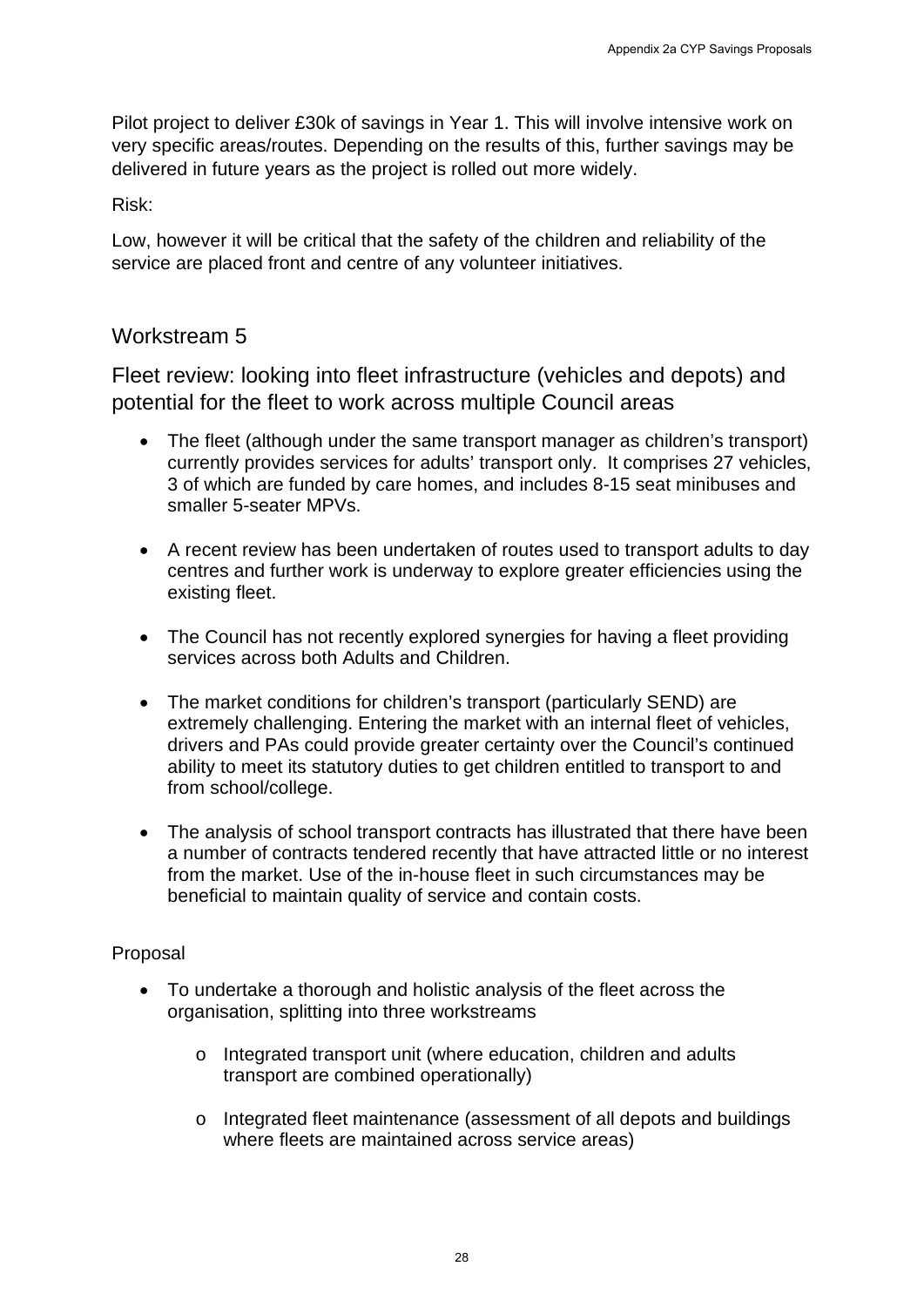Pilot project to deliver £30k of savings in Year 1. This will involve intensive work on very specific areas/routes. Depending on the results of this, further savings may be delivered in future years as the project is rolled out more widely.

Risk:

Low, however it will be critical that the safety of the children and reliability of the service are placed front and centre of any volunteer initiatives.

## Workstream 5

### Fleet review: looking into fleet infrastructure (vehicles and depots) and potential for the fleet to work across multiple Council areas

- The fleet (although under the same transport manager as children's transport) currently provides services for adults' transport only. It comprises 27 vehicles, 3 of which are funded by care homes, and includes 8-15 seat minibuses and smaller 5-seater MPVs.
- A recent review has been undertaken of routes used to transport adults to day centres and further work is underway to explore greater efficiencies using the existing fleet.
- The Council has not recently explored synergies for having a fleet providing services across both Adults and Children.
- The market conditions for children's transport (particularly SEND) are extremely challenging. Entering the market with an internal fleet of vehicles, drivers and PAs could provide greater certainty over the Council's continued ability to meet its statutory duties to get children entitled to transport to and from school/college.
- The analysis of school transport contracts has illustrated that there have been a number of contracts tendered recently that have attracted little or no interest from the market. Use of the in-house fleet in such circumstances may be beneficial to maintain quality of service and contain costs.

Proposal

- To undertake a thorough and holistic analysis of the fleet across the organisation, splitting into three workstreams
  - Integrated transport unit (where education, children and adults transport are combined operationally)
  - Integrated fleet maintenance (assessment of all depots and buildings where fleets are maintained across service areas)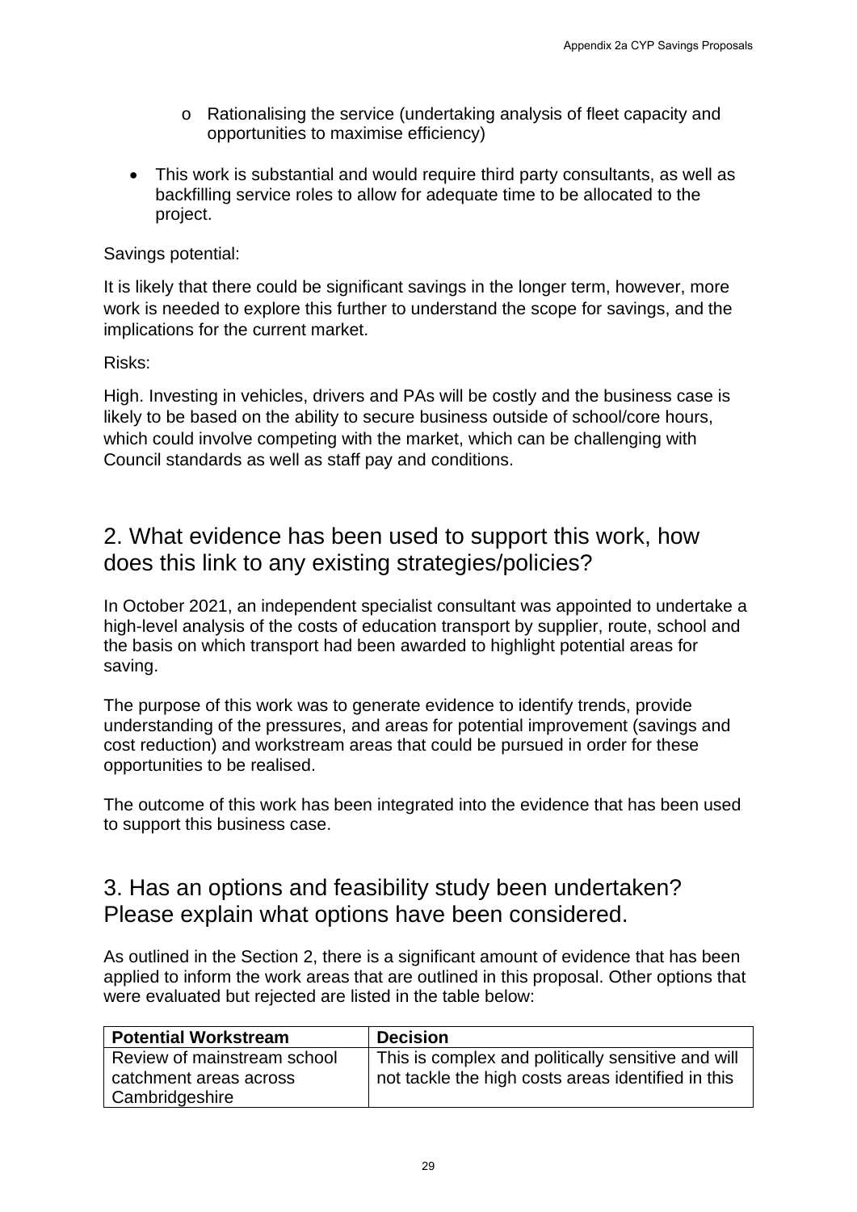- Rationalising the service (undertaking analysis of fleet capacity and opportunities to maximise efficiency)

- This work is substantial and would require third party consultants, as well as backfilling service roles to allow for adequate time to be allocated to the project.

Savings potential:

It is likely that there could be significant savings in the longer term, however, more work is needed to explore this further to understand the scope for savings, and the implications for the current market.

Risks:

High. Investing in vehicles, drivers and PAs will be costly and the business case is likely to be based on the ability to secure business outside of school/core hours, which could involve competing with the market, which can be challenging with Council standards as well as staff pay and conditions.

## 2. What evidence has been used to support this work, how does this link to any existing strategies/policies?

In October 2021, an independent specialist consultant was appointed to undertake a high-level analysis of the costs of education transport by supplier, route, school and the basis on which transport had been awarded to highlight potential areas for saving.

The purpose of this work was to generate evidence to identify trends, provide understanding of the pressures, and areas for potential improvement (savings and cost reduction) and workstream areas that could be pursued in order for these opportunities to be realised.

The outcome of this work has been integrated into the evidence that has been used to support this business case.

## 3. Has an options and feasibility study been undertaken? Please explain what options have been considered.

As outlined in the Section 2, there is a significant amount of evidence that has been applied to inform the work areas that are outlined in this proposal. Other options that were evaluated but rejected are listed in the table below:

| Potential Workstream | Decision |
| --- | --- |
| Review of mainstream school catchment areas across Cambridgeshire | This is complex and politically sensitive and will not tackle the high costs areas identified in this |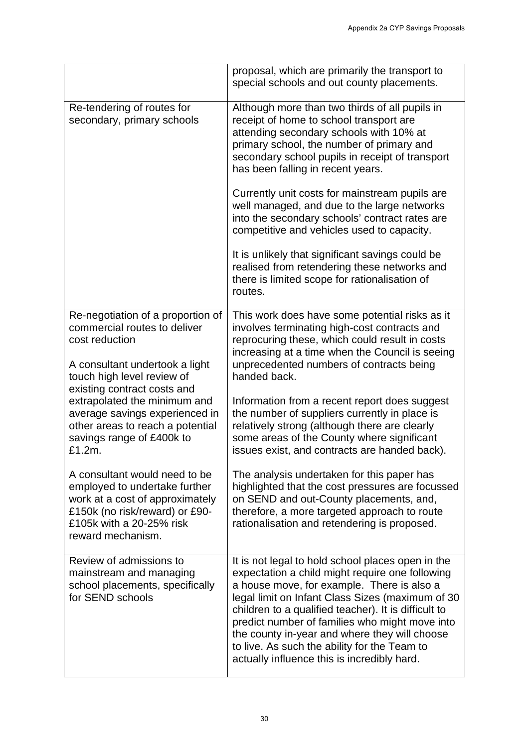| | |
|---|---|
| | proposal, which are primarily the transport to special schools and out county placements. |
| Re-tendering of routes for secondary, primary schools | Although more than two thirds of all pupils in receipt of home to school transport are attending secondary schools with 10% at primary school, the number of primary and secondary school pupils in receipt of transport has been falling in recent years.<br><br>Currently unit costs for mainstream pupils are well managed, and due to the large networks into the secondary schools' contract rates are competitive and vehicles used to capacity.<br><br>It is unlikely that significant savings could be realised from retendering these networks and there is limited scope for rationalisation of routes. |
| Re-negotiation of a proportion of commercial routes to deliver cost reduction<br><br>A consultant undertook a light touch high level review of existing contract costs and extrapolated the minimum and average savings experienced in other areas to reach a potential savings range of £400k to £1.2m.<br><br>A consultant would need to be employed to undertake further work at a cost of approximately £150k (no risk/reward) or £90-£105k with a 20-25% risk reward mechanism. | This work does have some potential risks as it involves terminating high-cost contracts and reprocuring these, which could result in costs increasing at a time when the Council is seeing unprecedented numbers of contracts being handed back.<br><br>Information from a recent report does suggest the number of suppliers currently in place is relatively strong (although there are clearly some areas of the County where significant issues exist, and contracts are handed back).<br><br>The analysis undertaken for this paper has highlighted that the cost pressures are focussed on SEND and out-County placements, and, therefore, a more targeted approach to route rationalisation and retendering is proposed. |
| Review of admissions to mainstream and managing school placements, specifically for SEND schools | It is not legal to hold school places open in the expectation a child might require one following a house move, for example. There is also a legal limit on Infant Class Sizes (maximum of 30 children to a qualified teacher). It is difficult to predict number of families who might move into the county in-year and where they will choose to live. As such the ability for the Team to actually influence this is incredibly hard. |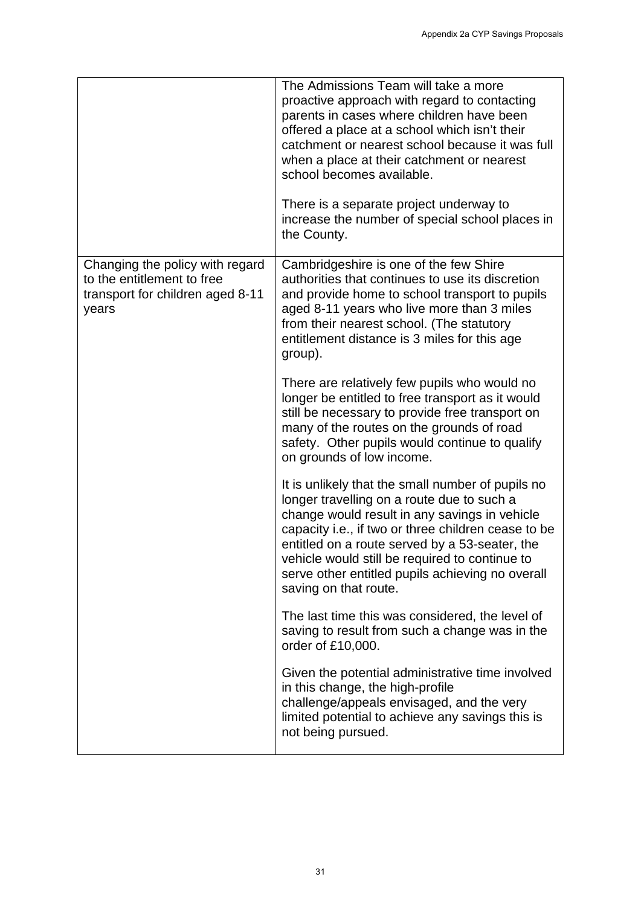| | |
|---|---|
| | The Admissions Team will take a more proactive approach with regard to contacting parents in cases where children have been offered a place at a school which isn't their catchment or nearest school because it was full when a place at their catchment or nearest school becomes available.<br><br>There is a separate project underway to increase the number of special school places in the County. |
| Changing the policy with regard to the entitlement to free transport for children aged 8-11 years | Cambridgeshire is one of the few Shire authorities that continues to use its discretion and provide home to school transport to pupils aged 8-11 years who live more than 3 miles from their nearest school. (The statutory entitlement distance is 3 miles for this age group).<br><br>There are relatively few pupils who would no longer be entitled to free transport as it would still be necessary to provide free transport on many of the routes on the grounds of road safety. Other pupils would continue to qualify on grounds of low income.<br><br>It is unlikely that the small number of pupils no longer travelling on a route due to such a change would result in any savings in vehicle capacity i.e., if two or three children cease to be entitled on a route served by a 53-seater, the vehicle would still be required to continue to serve other entitled pupils achieving no overall saving on that route.<br><br>The last time this was considered, the level of saving to result from such a change was in the order of £10,000.<br><br>Given the potential administrative time involved in this change, the high-profile challenge/appeals envisaged, and the very limited potential to achieve any savings this is not being pursued. |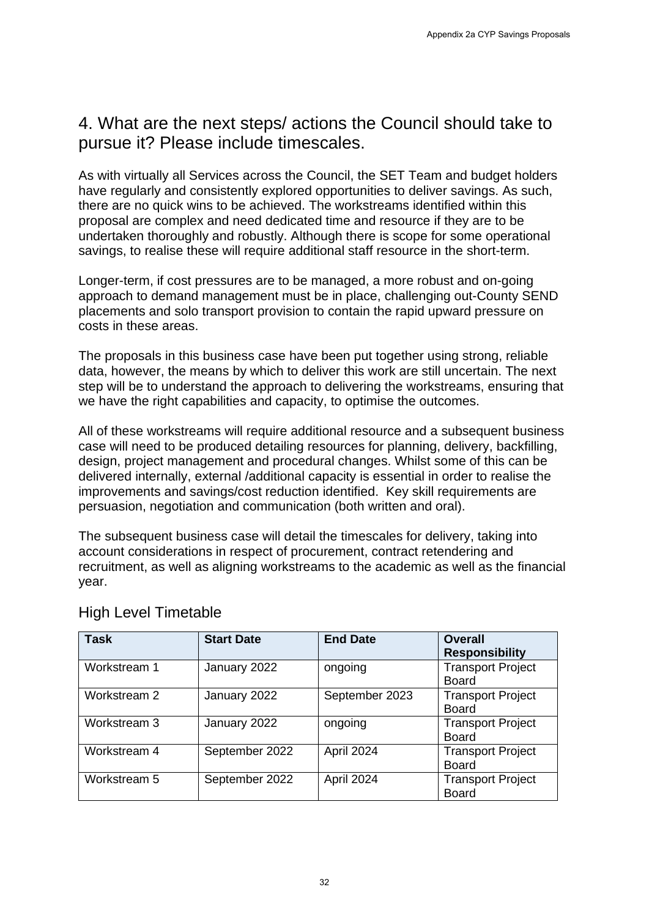## 4. What are the next steps/ actions the Council should take to pursue it? Please include timescales.

As with virtually all Services across the Council, the SET Team and budget holders have regularly and consistently explored opportunities to deliver savings. As such, there are no quick wins to be achieved. The workstreams identified within this proposal are complex and need dedicated time and resource if they are to be undertaken thoroughly and robustly. Although there is scope for some operational savings, to realise these will require additional staff resource in the short-term.

Longer-term, if cost pressures are to be managed, a more robust and on-going approach to demand management must be in place, challenging out-County SEND placements and solo transport provision to contain the rapid upward pressure on costs in these areas.

The proposals in this business case have been put together using strong, reliable data, however, the means by which to deliver this work are still uncertain. The next step will be to understand the approach to delivering the workstreams, ensuring that we have the right capabilities and capacity, to optimise the outcomes.

All of these workstreams will require additional resource and a subsequent business case will need to be produced detailing resources for planning, delivery, backfilling, design, project management and procedural changes. Whilst some of this can be delivered internally, external /additional capacity is essential in order to realise the improvements and savings/cost reduction identified. Key skill requirements are persuasion, negotiation and communication (both written and oral).

The subsequent business case will detail the timescales for delivery, taking into account considerations in respect of procurement, contract retendering and recruitment, as well as aligning workstreams to the academic as well as the financial year.

### High Level Timetable

| **Task** | **Start Date** | **End Date** | **Overall Responsibility** |
|---|---|---|---|
| Workstream 1 | January 2022 | ongoing | Transport Project Board |
| Workstream 2 | January 2022 | September 2023 | Transport Project Board |
| Workstream 3 | January 2022 | ongoing | Transport Project Board |
| Workstream 4 | September 2022 | April 2024 | Transport Project Board |
| Workstream 5 | September 2022 | April 2024 | Transport Project Board |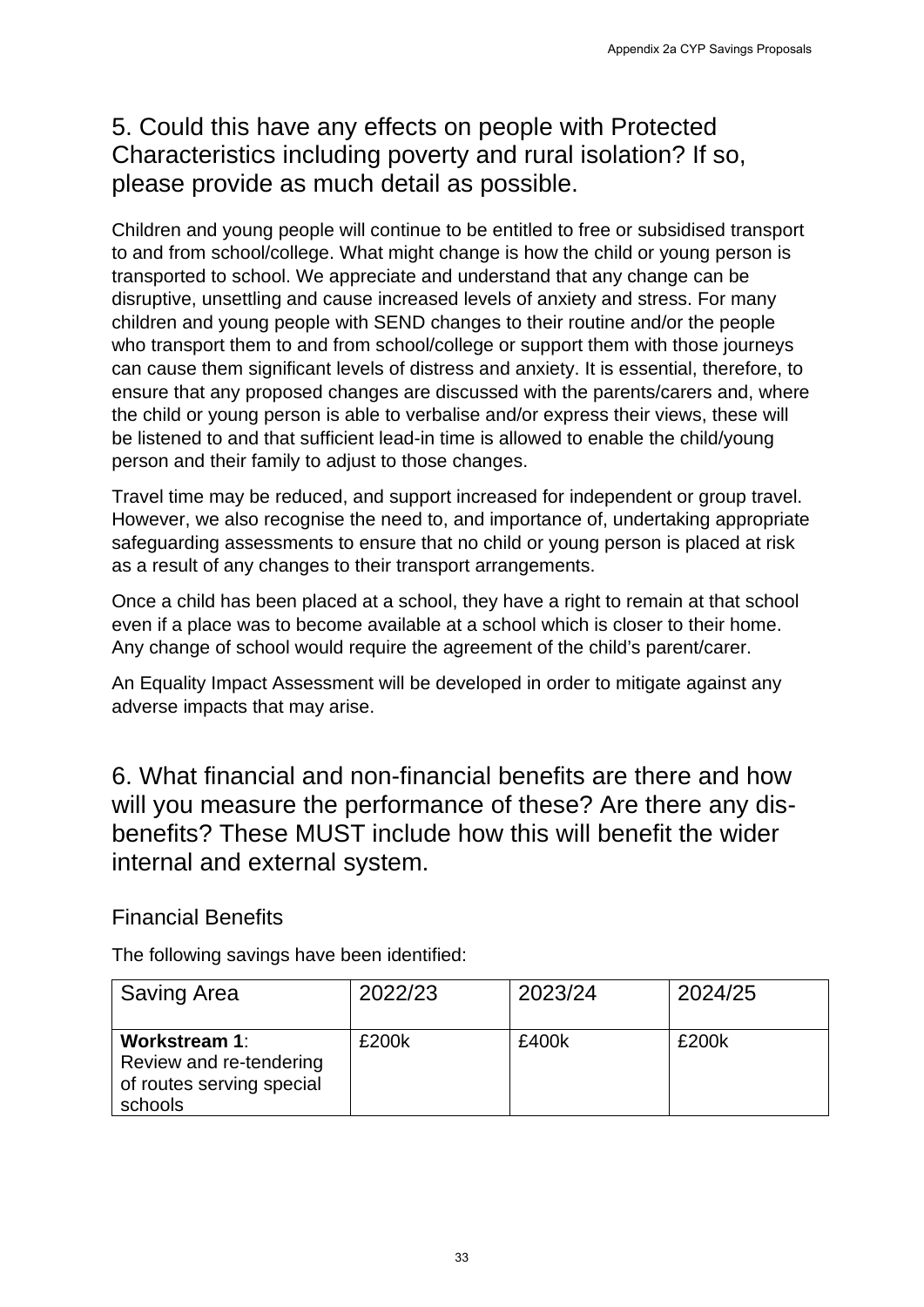## 5. Could this have any effects on people with Protected Characteristics including poverty and rural isolation? If so, please provide as much detail as possible.

Children and young people will continue to be entitled to free or subsidised transport to and from school/college. What might change is how the child or young person is transported to school. We appreciate and understand that any change can be disruptive, unsettling and cause increased levels of anxiety and stress. For many children and young people with SEND changes to their routine and/or the people who transport them to and from school/college or support them with those journeys can cause them significant levels of distress and anxiety. It is essential, therefore, to ensure that any proposed changes are discussed with the parents/carers and, where the child or young person is able to verbalise and/or express their views, these will be listened to and that sufficient lead-in time is allowed to enable the child/young person and their family to adjust to those changes.

Travel time may be reduced, and support increased for independent or group travel. However, we also recognise the need to, and importance of, undertaking appropriate safeguarding assessments to ensure that no child or young person is placed at risk as a result of any changes to their transport arrangements.

Once a child has been placed at a school, they have a right to remain at that school even if a place was to become available at a school which is closer to their home. Any change of school would require the agreement of the child's parent/carer.

An Equality Impact Assessment will be developed in order to mitigate against any adverse impacts that may arise.

## 6. What financial and non-financial benefits are there and how will you measure the performance of these? Are there any dis-benefits? These MUST include how this will benefit the wider internal and external system.

### Financial Benefits

The following savings have been identified:

| Saving Area | 2022/23 | 2023/24 | 2024/25 |
|---|---|---|---|
| **Workstream 1**: Review and re-tendering of routes serving special schools | £200k | £400k | £200k |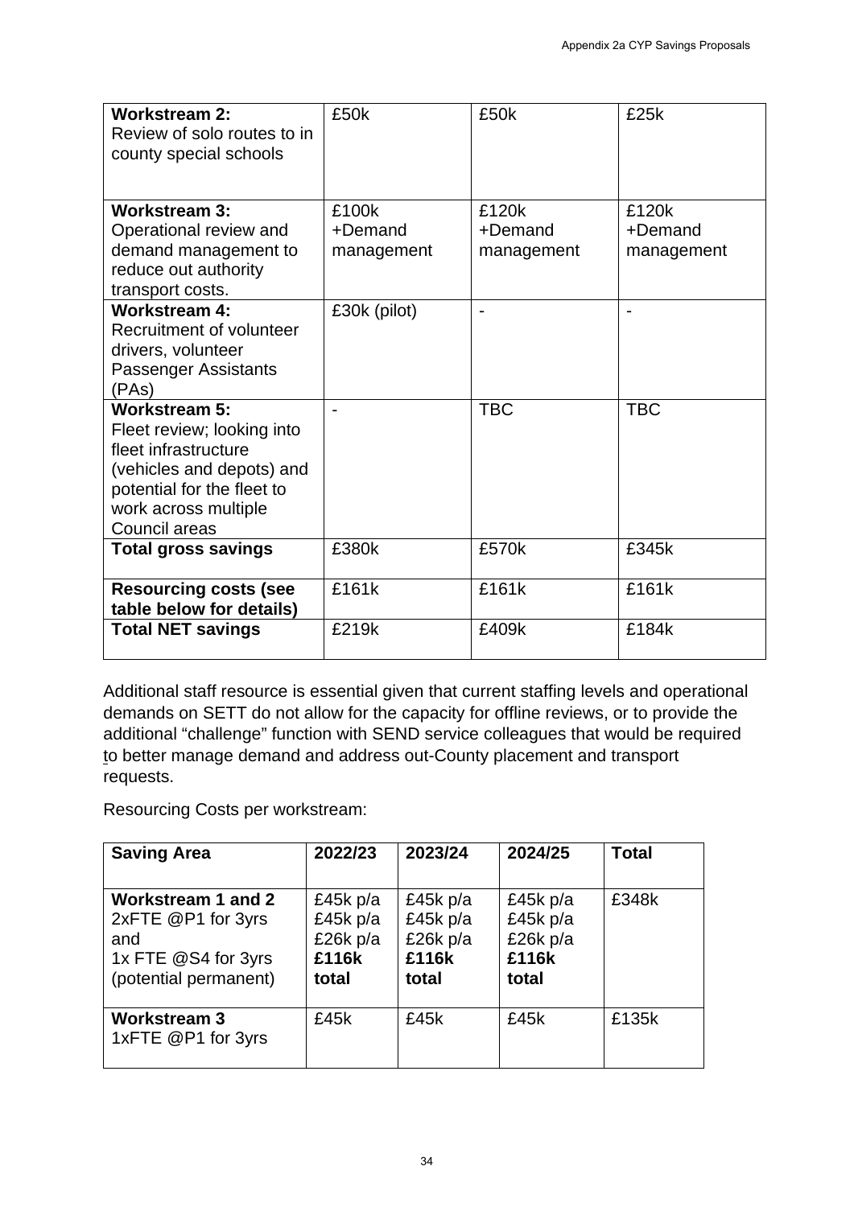| | | | |
|---|---|---|---|
| **Workstream 2:** Review of solo routes to in county special schools | £50k | £50k | £25k |
| **Workstream 3:** Operational review and demand management to reduce out authority transport costs. | £100k +Demand management | £120k +Demand management | £120k +Demand management |
| **Workstream 4:** Recruitment of volunteer drivers, volunteer Passenger Assistants (PAs) | £30k (pilot) | - | - |
| **Workstream 5:** Fleet review; looking into fleet infrastructure (vehicles and depots) and potential for the fleet to work across multiple Council areas | - | TBC | TBC |
| **Total gross savings** | £380k | £570k | £345k |
| **Resourcing costs (see table below for details)** | £161k | £161k | £161k |
| **Total NET savings** | £219k | £409k | £184k |

Additional staff resource is essential given that current staffing levels and operational demands on SETT do not allow for the capacity for offline reviews, or to provide the additional "challenge" function with SEND service colleagues that would be required to better manage demand and address out-County placement and transport requests.

Resourcing Costs per workstream:

| **Saving Area** | **2022/23** | **2023/24** | **2024/25** | **Total** |
|---|---|---|---|---|
| **Workstream 1 and 2** 2xFTE @P1 for 3yrs and 1x FTE @S4 for 3yrs (potential permanent) | £45k p/a £45k p/a £26k p/a **£116k total** | £45k p/a £45k p/a £26k p/a **£116k total** | £45k p/a £45k p/a £26k p/a **£116k total** | £348k |
| **Workstream 3** 1xFTE @P1 for 3yrs | £45k | £45k | £45k | £135k |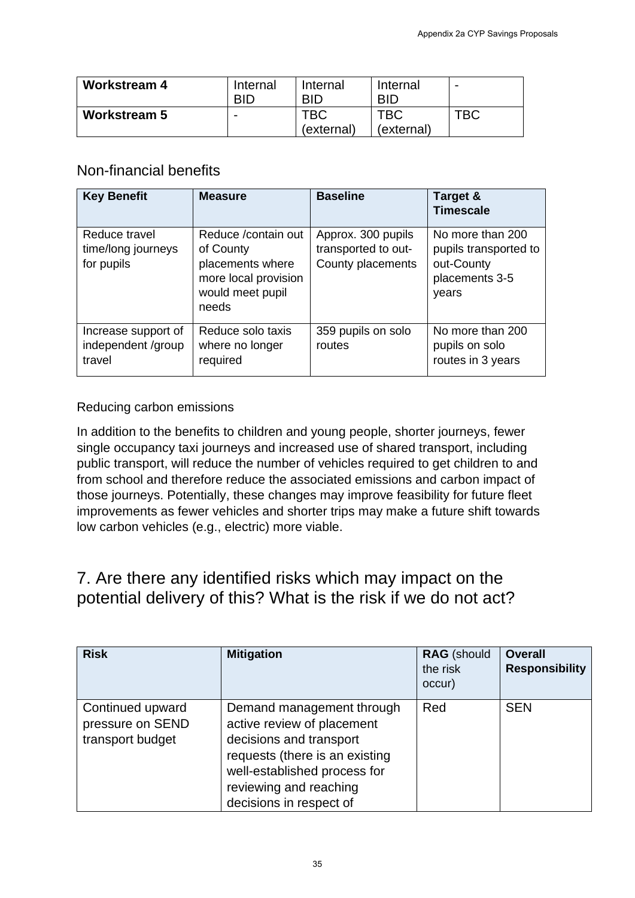| Workstream 4 | Internal BID | Internal BID | Internal BID | - |
|---|---|---|---|---|
| **Workstream 5** | - | TBC (external) | TBC (external) | TBC |

Non-financial benefits

| Key Benefit | Measure | Baseline | Target & Timescale |
|---|---|---|---|
| Reduce travel time/long journeys for pupils | Reduce /contain out of County placements where more local provision would meet pupil needs | Approx. 300 pupils transported to out-County placements | No more than 200 pupils transported to out-County placements 3-5 years |
| Increase support of independent /group travel | Reduce solo taxis where no longer required | 359 pupils on solo routes | No more than 200 pupils on solo routes in 3 years |

Reducing carbon emissions

In addition to the benefits to children and young people, shorter journeys, fewer single occupancy taxi journeys and increased use of shared transport, including public transport, will reduce the number of vehicles required to get children to and from school and therefore reduce the associated emissions and carbon impact of those journeys. Potentially, these changes may improve feasibility for future fleet improvements as fewer vehicles and shorter trips may make a future shift towards low carbon vehicles (e.g., electric) more viable.

## 7. Are there any identified risks which may impact on the potential delivery of this? What is the risk if we do not act?

| Risk | Mitigation | RAG (should the risk occur) | Overall Responsibility |
|---|---|---|---|
| Continued upward pressure on SEND transport budget | Demand management through active review of placement decisions and transport requests (there is an existing well-established process for reviewing and reaching decisions in respect of | Red | SEN |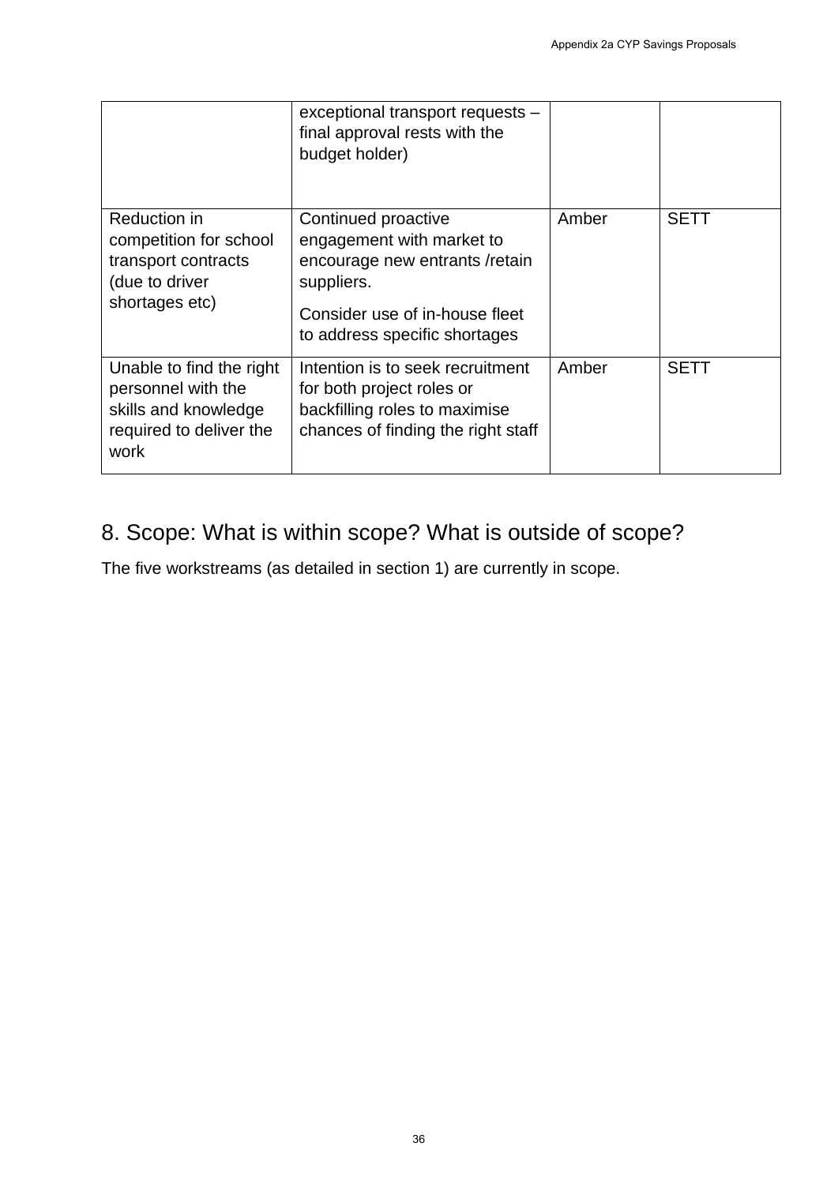| | | | |
|---|---|---|---|
| | exceptional transport requests – final approval rests with the budget holder) | | |
| Reduction in competition for school transport contracts (due to driver shortages etc) | Continued proactive engagement with market to encourage new entrants /retain suppliers.<br><br>Consider use of in-house fleet to address specific shortages | Amber | SETT |
| Unable to find the right personnel with the skills and knowledge required to deliver the work | Intention is to seek recruitment for both project roles or backfilling roles to maximise chances of finding the right staff | Amber | SETT |

## 8. Scope: What is within scope? What is outside of scope?

The five workstreams (as detailed in section 1) are currently in scope.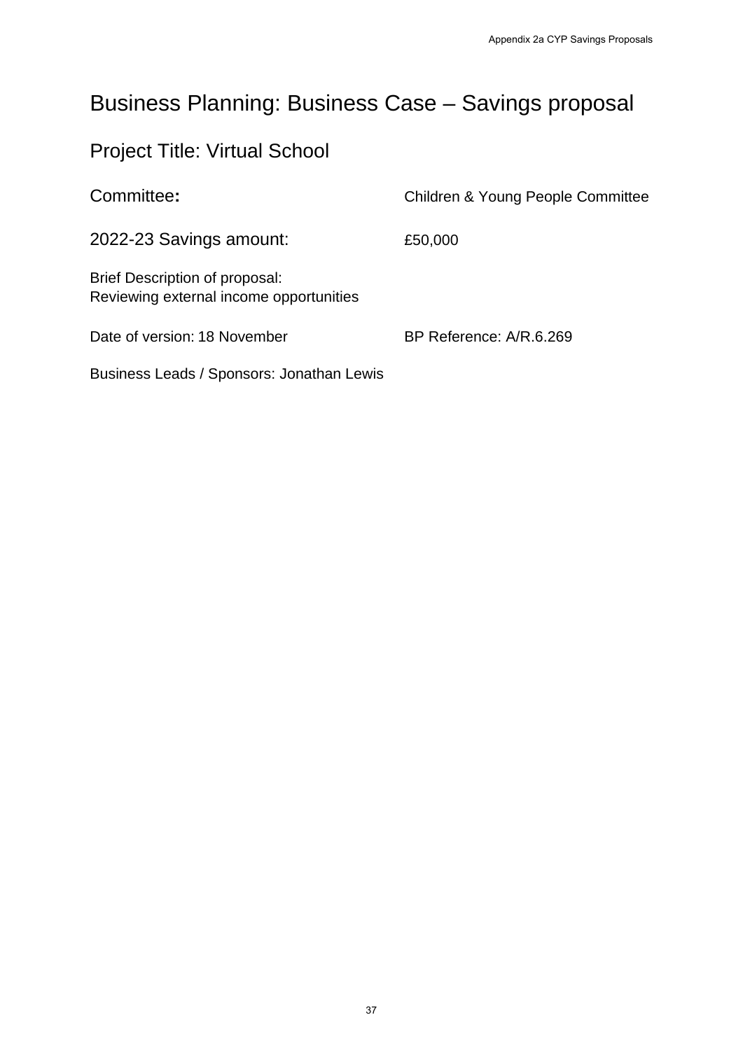# Business Planning: Business Case – Savings proposal

## Project Title: Virtual School

| | |
|---|---|
| Committee**:** | Children & Young People Committee |
| 2022-23 Savings amount: | £50,000 |

Brief Description of proposal:
Reviewing external income opportunities

| | |
|---|---|
| Date of version: 18 November | BP Reference: A/R.6.269 |

Business Leads / Sponsors: Jonathan Lewis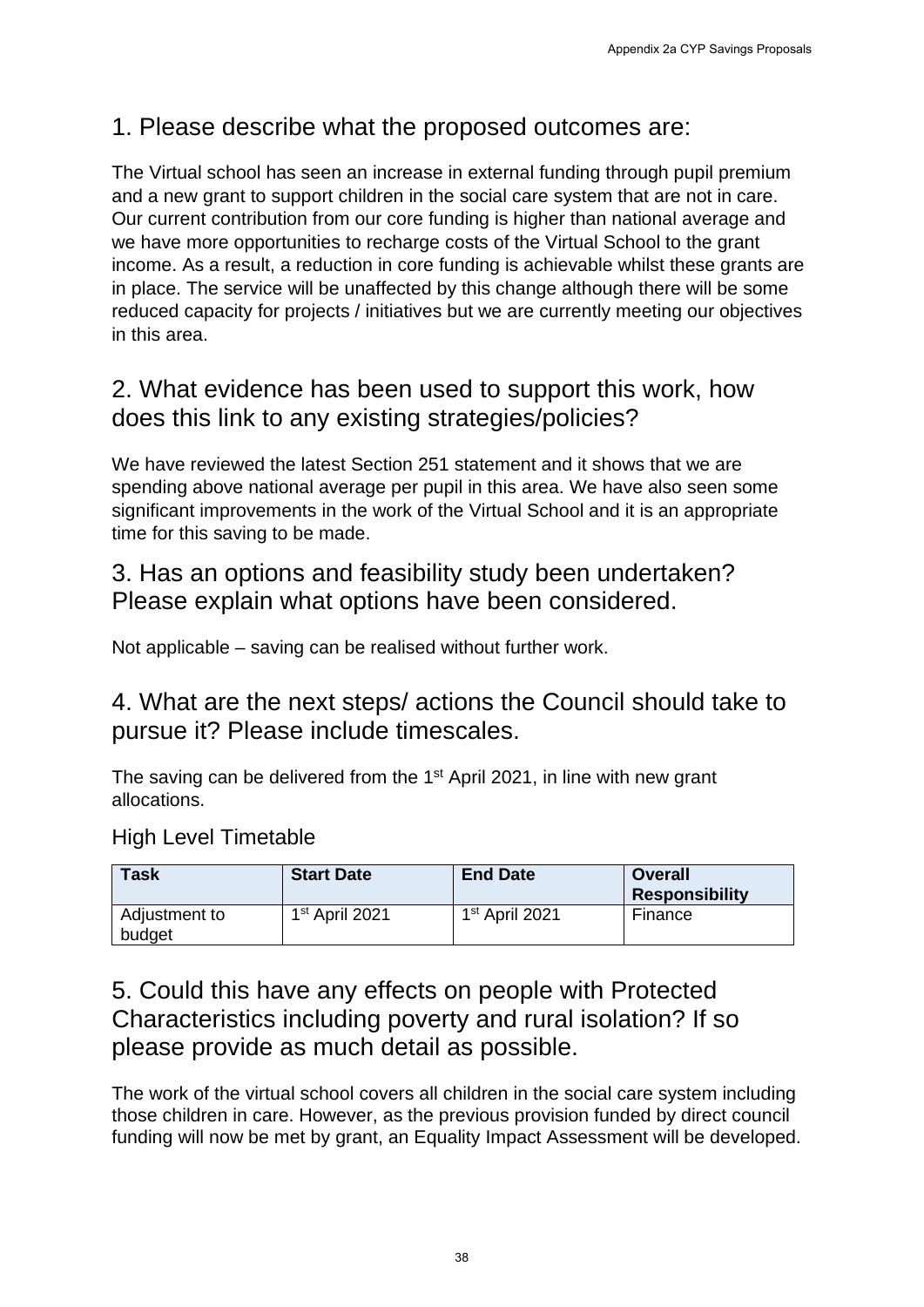## 1. Please describe what the proposed outcomes are:

The Virtual school has seen an increase in external funding through pupil premium and a new grant to support children in the social care system that are not in care. Our current contribution from our core funding is higher than national average and we have more opportunities to recharge costs of the Virtual School to the grant income. As a result, a reduction in core funding is achievable whilst these grants are in place. The service will be unaffected by this change although there will be some reduced capacity for projects / initiatives but we are currently meeting our objectives in this area.

## 2. What evidence has been used to support this work, how does this link to any existing strategies/policies?

We have reviewed the latest Section 251 statement and it shows that we are spending above national average per pupil in this area. We have also seen some significant improvements in the work of the Virtual School and it is an appropriate time for this saving to be made.

## 3. Has an options and feasibility study been undertaken? Please explain what options have been considered.

Not applicable – saving can be realised without further work.

## 4. What are the next steps/ actions the Council should take to pursue it? Please include timescales.

The saving can be delivered from the 1st April 2021, in line with new grant allocations.

### High Level Timetable

| Task | Start Date | End Date | Overall Responsibility |
|---|---|---|---|
| Adjustment to budget | 1st April 2021 | 1st April 2021 | Finance |

## 5. Could this have any effects on people with Protected Characteristics including poverty and rural isolation? If so please provide as much detail as possible.

The work of the virtual school covers all children in the social care system including those children in care. However, as the previous provision funded by direct council funding will now be met by grant, an Equality Impact Assessment will be developed.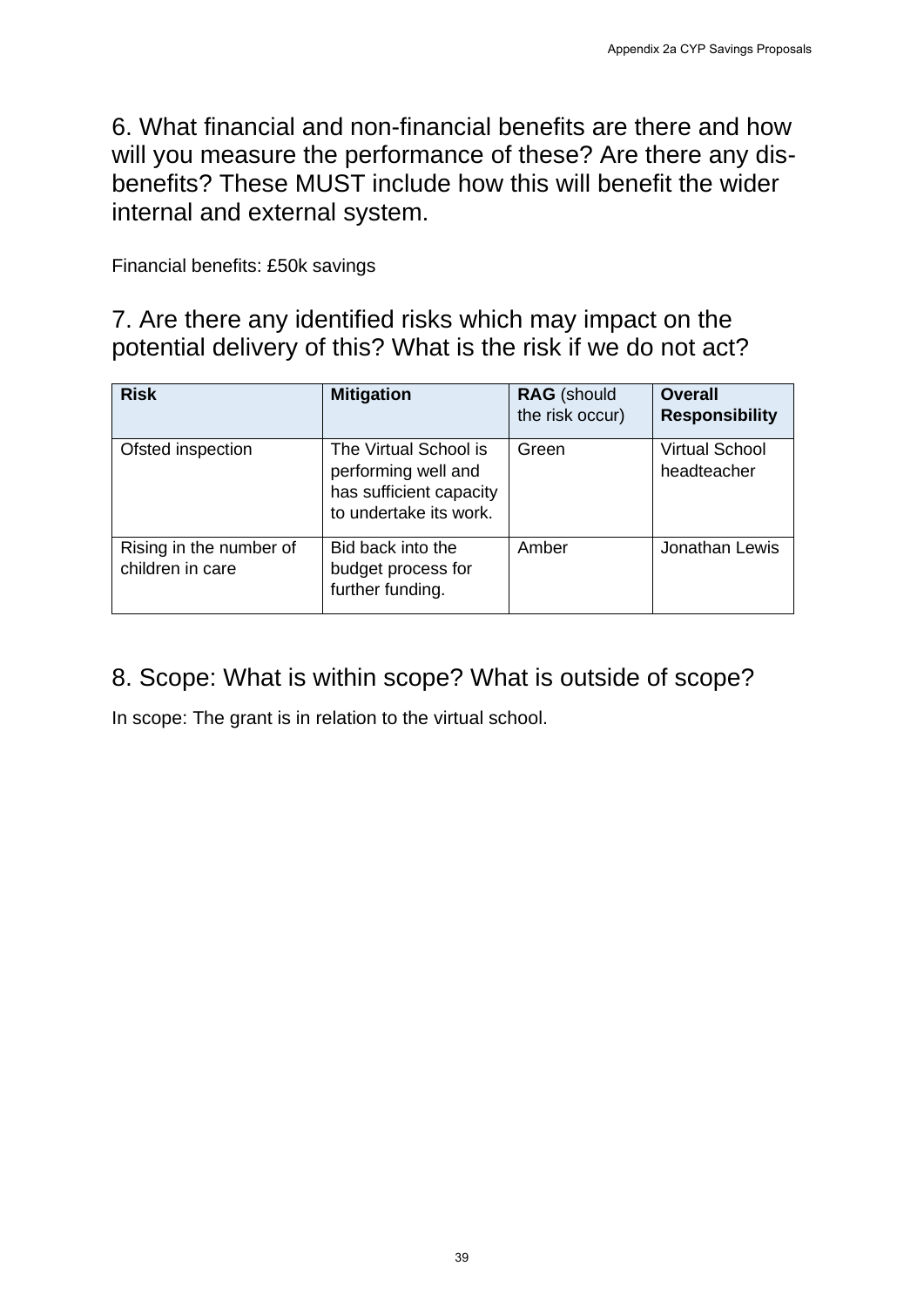## 6. What financial and non-financial benefits are there and how will you measure the performance of these? Are there any dis-benefits? These MUST include how this will benefit the wider internal and external system.

Financial benefits: £50k savings

## 7. Are there any identified risks which may impact on the potential delivery of this? What is the risk if we do not act?

| **Risk** | **Mitigation** | **RAG** (should the risk occur) | **Overall Responsibility** |
|---|---|---|---|
| Ofsted inspection | The Virtual School is performing well and has sufficient capacity to undertake its work. | Green | Virtual School headteacher |
| Rising in the number of children in care | Bid back into the budget process for further funding. | Amber | Jonathan Lewis |

## 8. Scope: What is within scope? What is outside of scope?

In scope: The grant is in relation to the virtual school.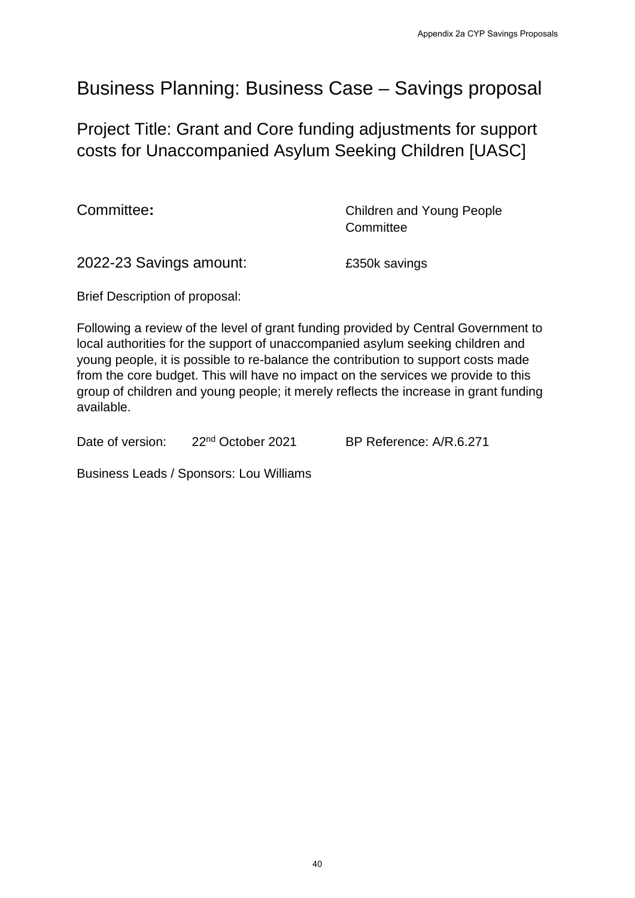# Business Planning: Business Case – Savings proposal

## Project Title: Grant and Core funding adjustments for support costs for Unaccompanied Asylum Seeking Children [UASC]

**Committee:** Children and Young People Committee

2022-23 Savings amount: £350k savings

Brief Description of proposal:

Following a review of the level of grant funding provided by Central Government to local authorities for the support of unaccompanied asylum seeking children and young people, it is possible to re-balance the contribution to support costs made from the core budget. This will have no impact on the services we provide to this group of children and young people; it merely reflects the increase in grant funding available.

Date of version: 22nd October 2021 BP Reference: A/R.6.271

Business Leads / Sponsors: Lou Williams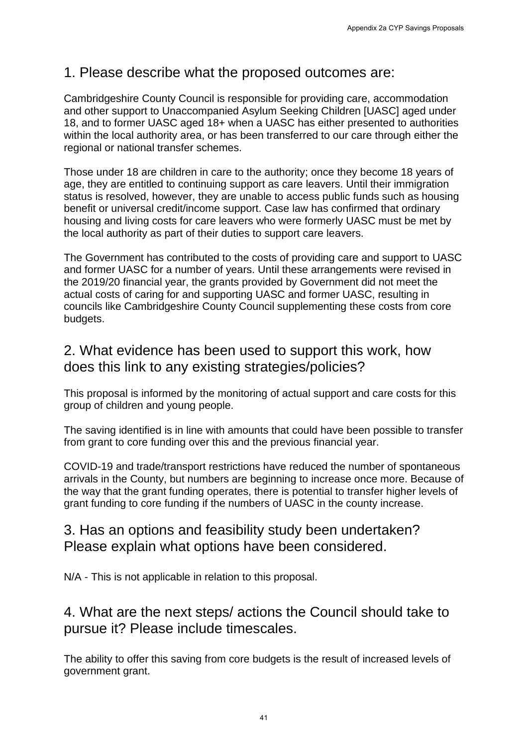## 1. Please describe what the proposed outcomes are:

Cambridgeshire County Council is responsible for providing care, accommodation and other support to Unaccompanied Asylum Seeking Children [UASC] aged under 18, and to former UASC aged 18+ when a UASC has either presented to authorities within the local authority area, or has been transferred to our care through either the regional or national transfer schemes.

Those under 18 are children in care to the authority; once they become 18 years of age, they are entitled to continuing support as care leavers. Until their immigration status is resolved, however, they are unable to access public funds such as housing benefit or universal credit/income support. Case law has confirmed that ordinary housing and living costs for care leavers who were formerly UASC must be met by the local authority as part of their duties to support care leavers.

The Government has contributed to the costs of providing care and support to UASC and former UASC for a number of years. Until these arrangements were revised in the 2019/20 financial year, the grants provided by Government did not meet the actual costs of caring for and supporting UASC and former UASC, resulting in councils like Cambridgeshire County Council supplementing these costs from core budgets.

## 2. What evidence has been used to support this work, how does this link to any existing strategies/policies?

This proposal is informed by the monitoring of actual support and care costs for this group of children and young people.

The saving identified is in line with amounts that could have been possible to transfer from grant to core funding over this and the previous financial year.

COVID-19 and trade/transport restrictions have reduced the number of spontaneous arrivals in the County, but numbers are beginning to increase once more. Because of the way that the grant funding operates, there is potential to transfer higher levels of grant funding to core funding if the numbers of UASC in the county increase.

## 3. Has an options and feasibility study been undertaken? Please explain what options have been considered.

N/A - This is not applicable in relation to this proposal.

## 4. What are the next steps/ actions the Council should take to pursue it? Please include timescales.

The ability to offer this saving from core budgets is the result of increased levels of government grant.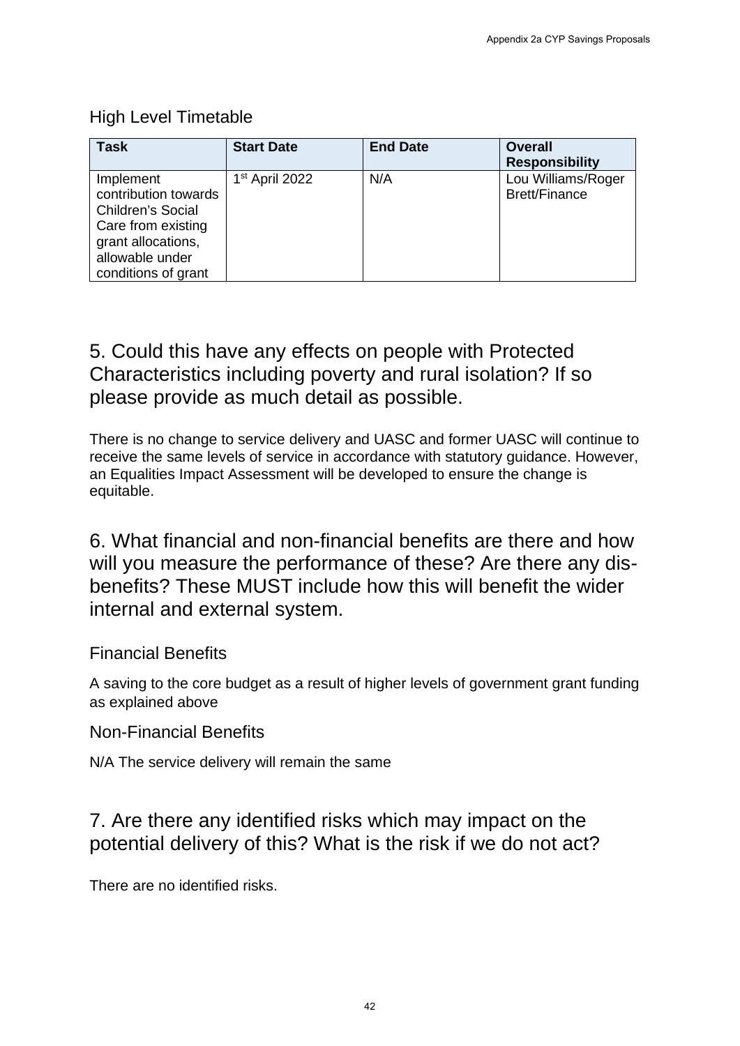## High Level Timetable

| Task | Start Date | End Date | Overall Responsibility |
|---|---|---|---|
| Implement contribution towards Children's Social Care from existing grant allocations, allowable under conditions of grant | 1st April 2022 | N/A | Lou Williams/Roger Brett/Finance |

## 5. Could this have any effects on people with Protected Characteristics including poverty and rural isolation? If so please provide as much detail as possible.

There is no change to service delivery and UASC and former UASC will continue to receive the same levels of service in accordance with statutory guidance. However, an Equalities Impact Assessment will be developed to ensure the change is equitable.

## 6. What financial and non-financial benefits are there and how will you measure the performance of these? Are there any dis-benefits? These MUST include how this will benefit the wider internal and external system.

### Financial Benefits

A saving to the core budget as a result of higher levels of government grant funding as explained above

### Non-Financial Benefits

N/A The service delivery will remain the same

## 7. Are there any identified risks which may impact on the potential delivery of this? What is the risk if we do not act?

There are no identified risks.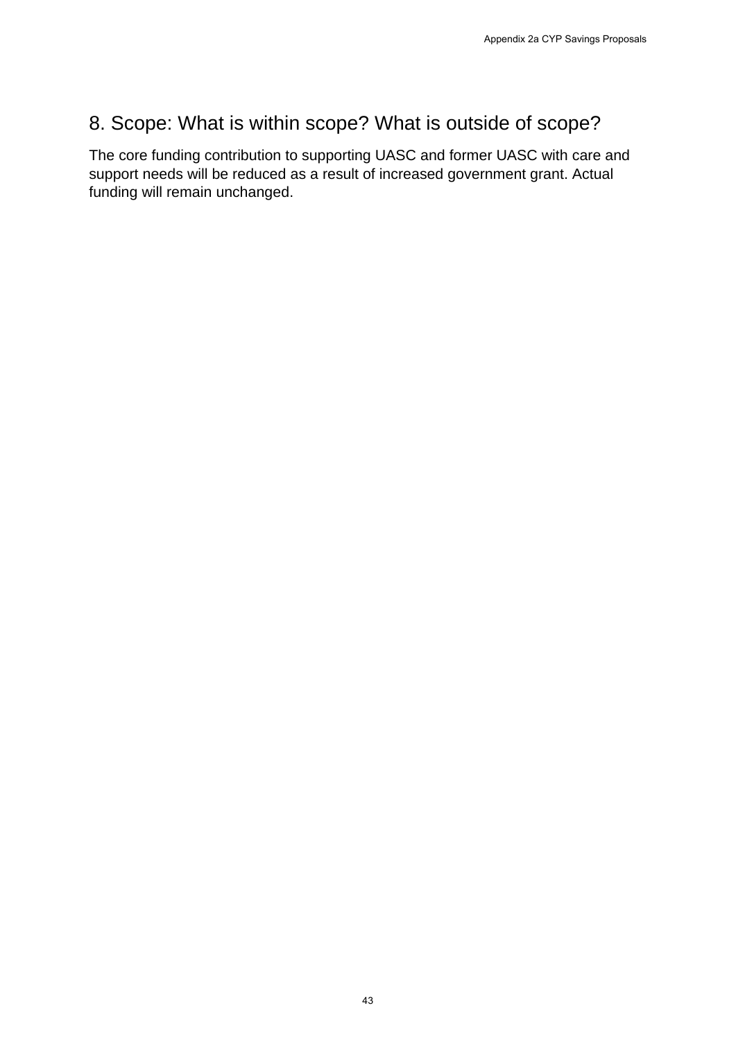## 8. Scope: What is within scope? What is outside of scope?

The core funding contribution to supporting UASC and former UASC with care and support needs will be reduced as a result of increased government grant. Actual funding will remain unchanged.